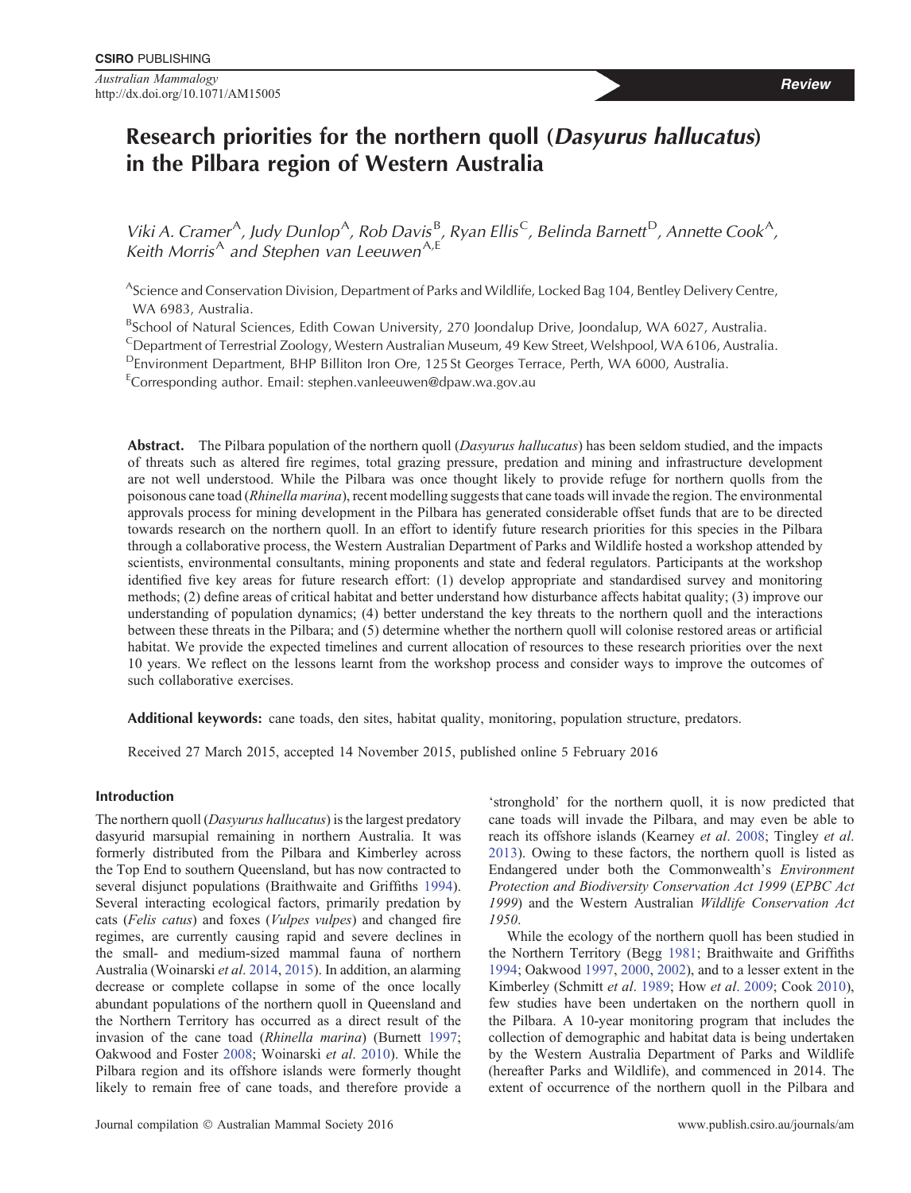CSIRO PUBLISHING

*Australian Mammalogy*
http://dx.doi.org/10.1071/AM15005

***Review***

# Research priorities for the northern quoll (*Dasyurus hallucatus*) in the Pilbara region of Western Australia

*Viki A. Cramer*[A], *Judy Dunlop*[A], *Rob Davis*[B], *Ryan Ellis*[C], *Belinda Barnett*[D], *Annette Cook*[A], *Keith Morris*[A] *and Stephen van Leeuwen*[A,E]

[A]Science and Conservation Division, Department of Parks and Wildlife, Locked Bag 104, Bentley Delivery Centre, WA 6983, Australia.

[B]School of Natural Sciences, Edith Cowan University, 270 Joondalup Drive, Joondalup, WA 6027, Australia.

[C]Department of Terrestrial Zoology, Western Australian Museum, 49 Kew Street, Welshpool, WA 6106, Australia.

[D]Environment Department, BHP Billiton Iron Ore, 125 St Georges Terrace, Perth, WA 6000, Australia.

[E]Corresponding author. Email: stephen.vanleeuwen@dpaw.wa.gov.au

**Abstract.** The Pilbara population of the northern quoll (*Dasyurus hallucatus*) has been seldom studied, and the impacts of threats such as altered fire regimes, total grazing pressure, predation and mining and infrastructure development are not well understood. While the Pilbara was once thought likely to provide refuge for northern quolls from the poisonous cane toad (*Rhinella marina*), recent modelling suggests that cane toads will invade the region. The environmental approvals process for mining development in the Pilbara has generated considerable offset funds that are to be directed towards research on the northern quoll. In an effort to identify future research priorities for this species in the Pilbara through a collaborative process, the Western Australian Department of Parks and Wildlife hosted a workshop attended by scientists, environmental consultants, mining proponents and state and federal regulators. Participants at the workshop identified five key areas for future research effort: (1) develop appropriate and standardised survey and monitoring methods; (2) define areas of critical habitat and better understand how disturbance affects habitat quality; (3) improve our understanding of population dynamics; (4) better understand the key threats to the northern quoll and the interactions between these threats in the Pilbara; and (5) determine whether the northern quoll will colonise restored areas or artificial habitat. We provide the expected timelines and current allocation of resources to these research priorities over the next 10 years. We reflect on the lessons learnt from the workshop process and consider ways to improve the outcomes of such collaborative exercises.

**Additional keywords:** cane toads, den sites, habitat quality, monitoring, population structure, predators.

Received 27 March 2015, accepted 14 November 2015, published online 5 February 2016

## Introduction

The northern quoll (*Dasyurus hallucatus*) is the largest predatory dasyurid marsupial remaining in northern Australia. It was formerly distributed from the Pilbara and Kimberley across the Top End to southern Queensland, but has now contracted to several disjunct populations (Braithwaite and Griffiths 1994). Several interacting ecological factors, primarily predation by cats (*Felis catus*) and foxes (*Vulpes vulpes*) and changed fire regimes, are currently causing rapid and severe declines in the small- and medium-sized mammal fauna of northern Australia (Woinarski *et al*. 2014, 2015). In addition, an alarming decrease or complete collapse in some of the once locally abundant populations of the northern quoll in Queensland and the Northern Territory has occurred as a direct result of the invasion of the cane toad (*Rhinella marina*) (Burnett 1997; Oakwood and Foster 2008; Woinarski *et al*. 2010). While the Pilbara region and its offshore islands were formerly thought likely to remain free of cane toads, and therefore provide a 'stronghold' for the northern quoll, it is now predicted that cane toads will invade the Pilbara, and may even be able to reach its offshore islands (Kearney *et al*. 2008; Tingley *et al*. 2013). Owing to these factors, the northern quoll is listed as Endangered under both the Commonwealth's *Environment Protection and Biodiversity Conservation Act 1999* (*EPBC Act 1999*) and the Western Australian *Wildlife Conservation Act 1950*.

While the ecology of the northern quoll has been studied in the Northern Territory (Begg 1981; Braithwaite and Griffiths 1994; Oakwood 1997, 2000, 2002), and to a lesser extent in the Kimberley (Schmitt *et al*. 1989; How *et al*. 2009; Cook 2010), few studies have been undertaken on the northern quoll in the Pilbara. A 10-year monitoring program that includes the collection of demographic and habitat data is being undertaken by the Western Australia Department of Parks and Wildlife (hereafter Parks and Wildlife), and commenced in 2014. The extent of occurrence of the northern quoll in the Pilbara and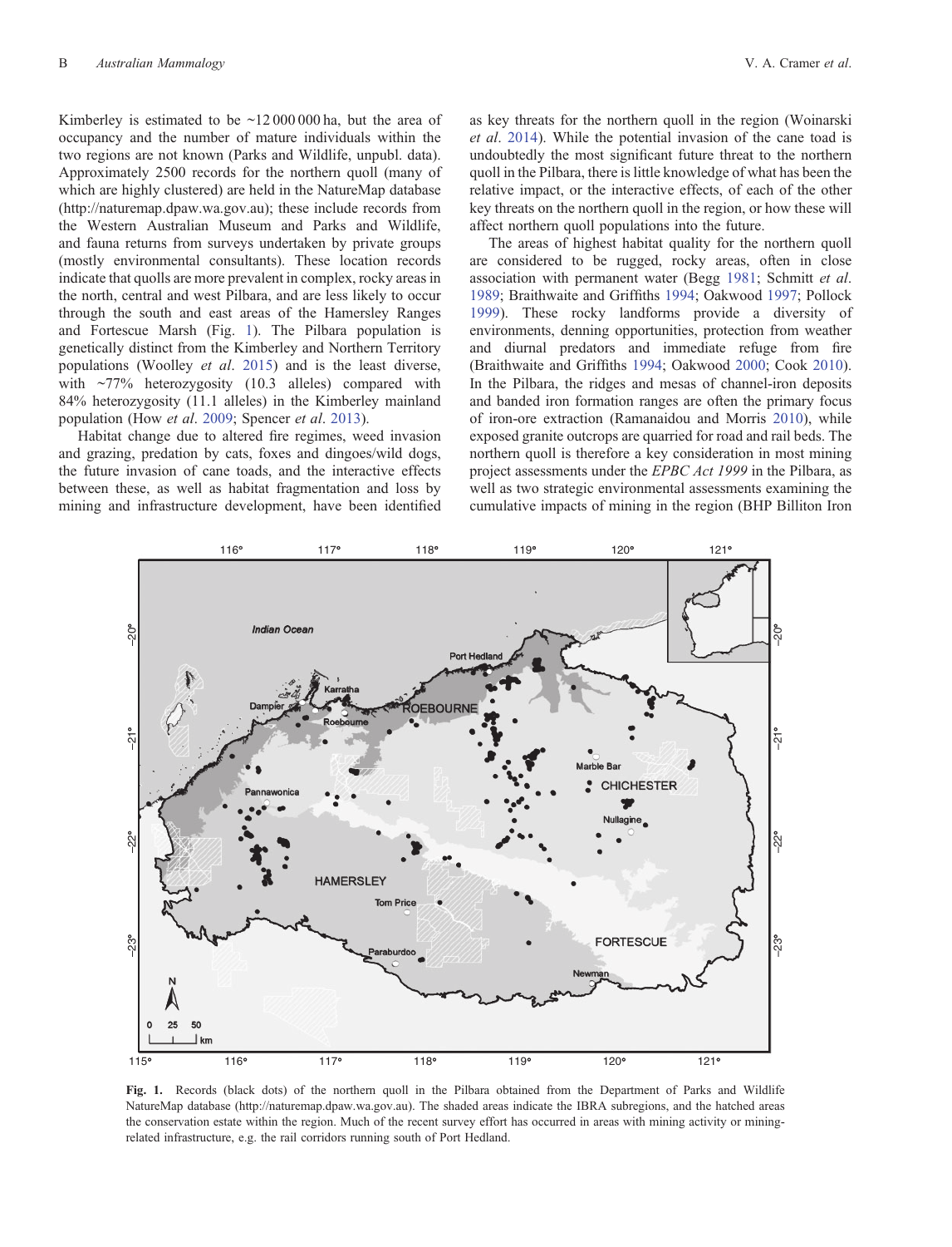Kimberley is estimated to be ~12 000 000 ha, but the area of occupancy and the number of mature individuals within the two regions are not known (Parks and Wildlife, unpubl. data). Approximately 2500 records for the northern quoll (many of which are highly clustered) are held in the NatureMap database (http://naturemap.dpaw.wa.gov.au); these include records from the Western Australian Museum and Parks and Wildlife, and fauna returns from surveys undertaken by private groups (mostly environmental consultants). These location records indicate that quolls are more prevalent in complex, rocky areas in the north, central and west Pilbara, and are less likely to occur through the south and east areas of the Hamersley Ranges and Fortescue Marsh (Fig. 1). The Pilbara population is genetically distinct from the Kimberley and Northern Territory populations (Woolley *et al*. 2015) and is the least diverse, with ~77% heterozygosity (10.3 alleles) compared with 84% heterozygosity (11.1 alleles) in the Kimberley mainland population (How *et al*. 2009; Spencer *et al*. 2013).

Habitat change due to altered fire regimes, weed invasion and grazing, predation by cats, foxes and dingoes/wild dogs, the future invasion of cane toads, and the interactive effects between these, as well as habitat fragmentation and loss by mining and infrastructure development, have been identified as key threats for the northern quoll in the region (Woinarski *et al*. 2014). While the potential invasion of the cane toad is undoubtedly the most significant future threat to the northern quoll in the Pilbara, there is little knowledge of what has been the relative impact, or the interactive effects, of each of the other key threats on the northern quoll in the region, or how these will affect northern quoll populations into the future.

The areas of highest habitat quality for the northern quoll are considered to be rugged, rocky areas, often in close association with permanent water (Begg 1981; Schmitt *et al*. 1989; Braithwaite and Griffiths 1994; Oakwood 1997; Pollock 1999). These rocky landforms provide a diversity of environments, denning opportunities, protection from weather and diurnal predators and immediate refuge from fire (Braithwaite and Griffiths 1994; Oakwood 2000; Cook 2010). In the Pilbara, the ridges and mesas of channel-iron deposits and banded iron formation ranges are often the primary focus of iron-ore extraction (Ramanaidou and Morris 2010), while exposed granite outcrops are quarried for road and rail beds. The northern quoll is therefore a key consideration in most mining project assessments under the *EPBC Act 1999* in the Pilbara, as well as two strategic environmental assessments examining the cumulative impacts of mining in the region (BHP Billiton Iron

**Fig. 1.** Records (black dots) of the northern quoll in the Pilbara obtained from the Department of Parks and Wildlife NatureMap database (http://naturemap.dpaw.wa.gov.au). The shaded areas indicate the IBRA subregions, and the hatched areas the conservation estate within the region. Much of the recent survey effort has occurred in areas with mining activity or mining-related infrastructure, e.g. the rail corridors running south of Port Hedland.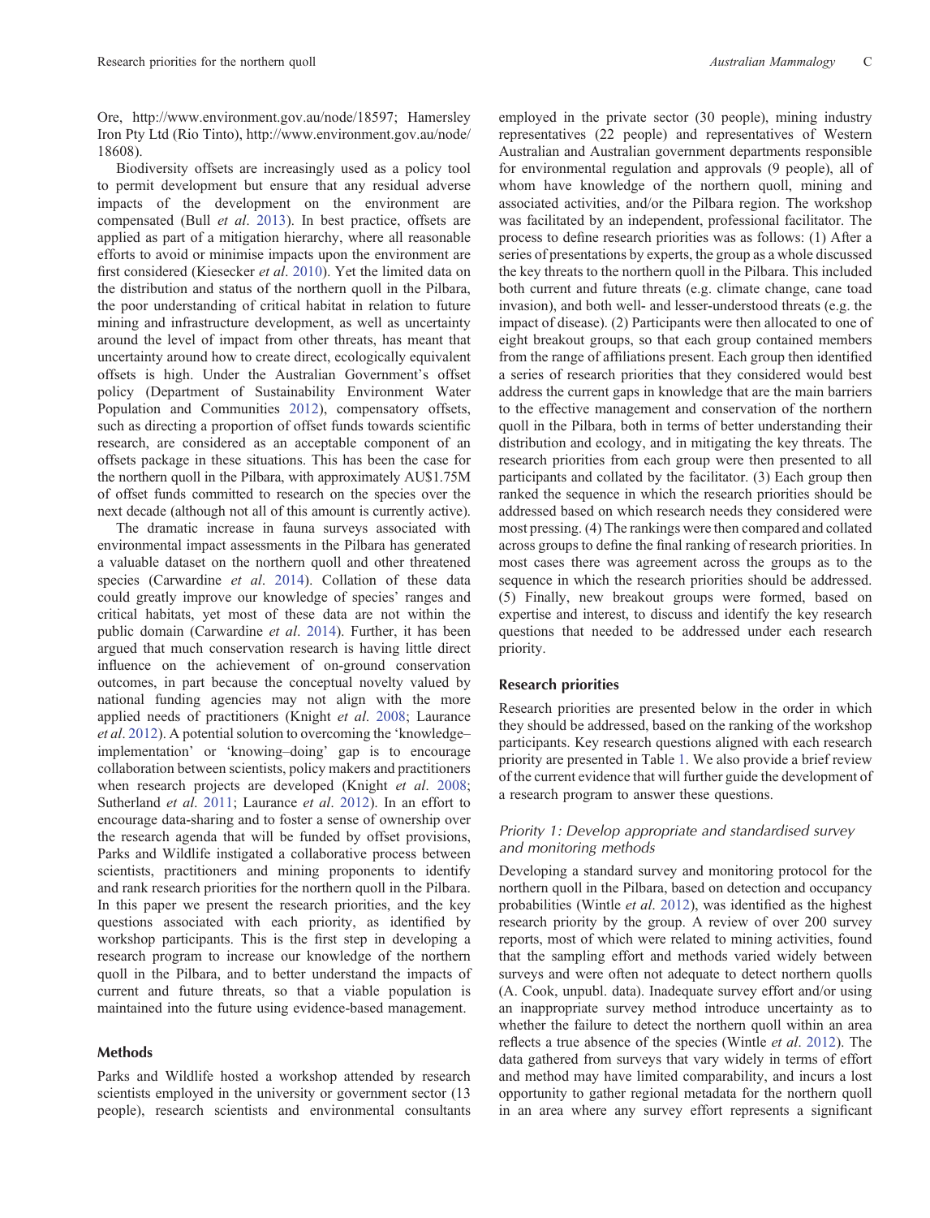Ore, http://www.environment.gov.au/node/18597; Hamersley Iron Pty Ltd (Rio Tinto), http://www.environment.gov.au/node/18608).

Biodiversity offsets are increasingly used as a policy tool to permit development but ensure that any residual adverse impacts of the development on the environment are compensated (Bull *et al*. 2013). In best practice, offsets are applied as part of a mitigation hierarchy, where all reasonable efforts to avoid or minimise impacts upon the environment are first considered (Kiesecker *et al*. 2010). Yet the limited data on the distribution and status of the northern quoll in the Pilbara, the poor understanding of critical habitat in relation to future mining and infrastructure development, as well as uncertainty around the level of impact from other threats, has meant that uncertainty around how to create direct, ecologically equivalent offsets is high. Under the Australian Government's offset policy (Department of Sustainability Environment Water Population and Communities 2012), compensatory offsets, such as directing a proportion of offset funds towards scientific research, are considered as an acceptable component of an offsets package in these situations. This has been the case for the northern quoll in the Pilbara, with approximately AU$1.75M of offset funds committed to research on the species over the next decade (although not all of this amount is currently active).

The dramatic increase in fauna surveys associated with environmental impact assessments in the Pilbara has generated a valuable dataset on the northern quoll and other threatened species (Carwardine *et al*. 2014). Collation of these data could greatly improve our knowledge of species' ranges and critical habitats, yet most of these data are not within the public domain (Carwardine *et al*. 2014). Further, it has been argued that much conservation research is having little direct influence on the achievement of on-ground conservation outcomes, in part because the conceptual novelty valued by national funding agencies may not align with the more applied needs of practitioners (Knight *et al*. 2008; Laurance *et al*. 2012). A potential solution to overcoming the 'knowledge–implementation' or 'knowing–doing' gap is to encourage collaboration between scientists, policy makers and practitioners when research projects are developed (Knight *et al*. 2008; Sutherland *et al*. 2011; Laurance *et al*. 2012). In an effort to encourage data-sharing and to foster a sense of ownership over the research agenda that will be funded by offset provisions, Parks and Wildlife instigated a collaborative process between scientists, practitioners and mining proponents to identify and rank research priorities for the northern quoll in the Pilbara. In this paper we present the research priorities, and the key questions associated with each priority, as identified by workshop participants. This is the first step in developing a research program to increase our knowledge of the northern quoll in the Pilbara, and to better understand the impacts of current and future threats, so that a viable population is maintained into the future using evidence-based management.

## Methods

Parks and Wildlife hosted a workshop attended by research scientists employed in the university or government sector (13 people), research scientists and environmental consultants employed in the private sector (30 people), mining industry representatives (22 people) and representatives of Western Australian and Australian government departments responsible for environmental regulation and approvals (9 people), all of whom have knowledge of the northern quoll, mining and associated activities, and/or the Pilbara region. The workshop was facilitated by an independent, professional facilitator. The process to define research priorities was as follows: (1) After a series of presentations by experts, the group as a whole discussed the key threats to the northern quoll in the Pilbara. This included both current and future threats (e.g. climate change, cane toad invasion), and both well- and lesser-understood threats (e.g. the impact of disease). (2) Participants were then allocated to one of eight breakout groups, so that each group contained members from the range of affiliations present. Each group then identified a series of research priorities that they considered would best address the current gaps in knowledge that are the main barriers to the effective management and conservation of the northern quoll in the Pilbara, both in terms of better understanding their distribution and ecology, and in mitigating the key threats. The research priorities from each group were then presented to all participants and collated by the facilitator. (3) Each group then ranked the sequence in which the research priorities should be addressed based on which research needs they considered were most pressing. (4) The rankings were then compared and collated across groups to define the final ranking of research priorities. In most cases there was agreement across the groups as to the sequence in which the research priorities should be addressed. (5) Finally, new breakout groups were formed, based on expertise and interest, to discuss and identify the key research questions that needed to be addressed under each research priority.

## Research priorities

Research priorities are presented below in the order in which they should be addressed, based on the ranking of the workshop participants. Key research questions aligned with each research priority are presented in Table 1. We also provide a brief review of the current evidence that will further guide the development of a research program to answer these questions.

### *Priority 1: Develop appropriate and standardised survey and monitoring methods*

Developing a standard survey and monitoring protocol for the northern quoll in the Pilbara, based on detection and occupancy probabilities (Wintle *et al*. 2012), was identified as the highest research priority by the group. A review of over 200 survey reports, most of which were related to mining activities, found that the sampling effort and methods varied widely between surveys and were often not adequate to detect northern quolls (A. Cook, unpubl. data). Inadequate survey effort and/or using an inappropriate survey method introduce uncertainty as to whether the failure to detect the northern quoll within an area reflects a true absence of the species (Wintle *et al*. 2012). The data gathered from surveys that vary widely in terms of effort and method may have limited comparability, and incurs a lost opportunity to gather regional metadata for the northern quoll in an area where any survey effort represents a significant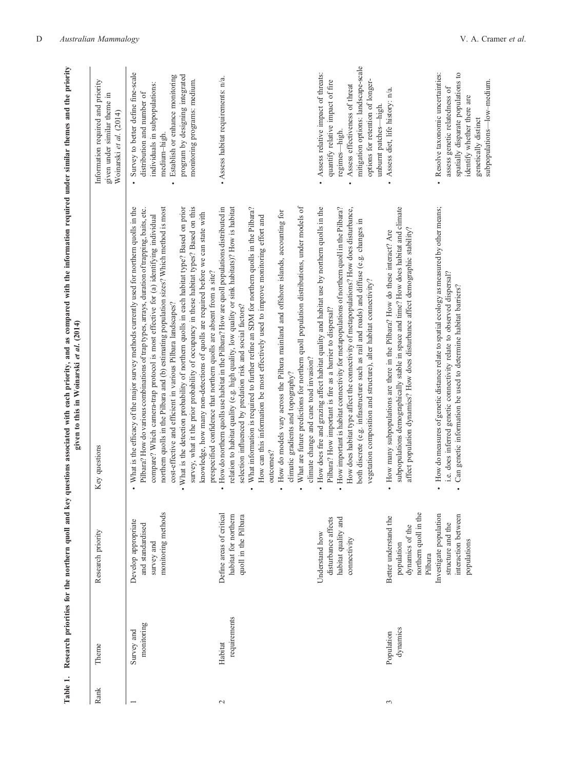**Table 1. Research priorities for the northern quoll and key questions associated with each priority, and as compared with the information required under similar themes and the priority given to this in Woinarski *et al.* (2014)**

| Rank | Theme | Research priority | Key questions | Information required and priority given under similar theme in Woinarski *et al.* (2014) |
|---|---|---|---|---|
| 1 | Survey and monitoring | Develop appropriate and standardised survey and monitoring methods | • What is the efficacy of the major survey methods currently used for northern quolls in the Pilbara? How do various combinations of trap types, arrays, duration of trapping, baits, etc. compare? Which camera-trap protocol is most effective for (a) identifying individual northern quolls in the Pilbara and (b) estimating population sizes? Which method is most cost-effective and efficient in various Pilbara landscapes?<br>• What is the detection probability of northern quolls in each habitat type? Based on prior survey, what it the prior probability of occupancy in these habitat types? Based on this knowledge, how many non-detections of quolls are required before we can state with prespecified confidence that northern quolls are absent from a site? | • Survey to better define fine-scale distribution and number of individuals in subpopulations: medium–high.<br>• Establish or enhance monitoring program by designing integrated monitoring programs: medium. |
| 2 | Habitat requirements | Define areas of critical habitat for northern quoll in the Pilbara | • How do northern quolls use habitat in the Pilbara? How are quoll populations distributed in relation to habitat quality (e.g. high quality, low quality or sink habitats)? How is habitat selection influenced by predation risk and social factors?<br>• What information is required to further refine an SDM for northern quolls in the Pilbara? How can this information be most effectively used to improve monitoring effort and outcomes?<br>• How do models vary across the Pilbara mainland and offshore islands, accounting for climatic gradients and topography?<br>• What are future predictions for northern quoll population distributions, under models of climate change and cane toad invasion? | • Assess habitat requirements: n/a. |
| | | Understand how disturbance affects habitat quality and connectivity | • How does fire and grazing affect habitat quality and habitat use by northern quolls in the Pilbara? How important is fire as a barrier to dispersal?<br>• How important is habitat connectivity for metapopulations of northern quoll in the Pilbara? How does habitat type affect the connectivity of metapopulations? How does disturbance, both discrete (e.g. infrastructure such as rail and roads) and diffuse (e.g. changes in vegetation composition and structure), alter habitat connectivity? | • Assess relative impact of threats: quantify relative impact of fire regimes—high.<br>• Assess effectiveness of threat mitigation options: landscape-scale options for retention of longer-unburnt patches—high. |
| 3 | Population dynamics | Better understand the population dynamics of the northern quoll in the Pilbara | • How many subpopulations are there in the Pilbara? How do these interact? Are subpopulations demographically stable in space and time? How does habitat and climate affect population dynamics? How does disturbance affect demographic stability? | • Assess diet, life history: n/a. |
| | | Investigate population structure and the interaction between populations | • How do measures of genetic distance relate to spatial ecology as measured by other means; i.e. does inferred genetic connectivity relate to observed dispersal?<br>• Can genetic information be used to determine habitat barriers? | • Resolve taxonomic uncertainties: assess genetic relatedness of spatially disparate populations to identify whether there are genetically distinct subpopulations—low–medium. |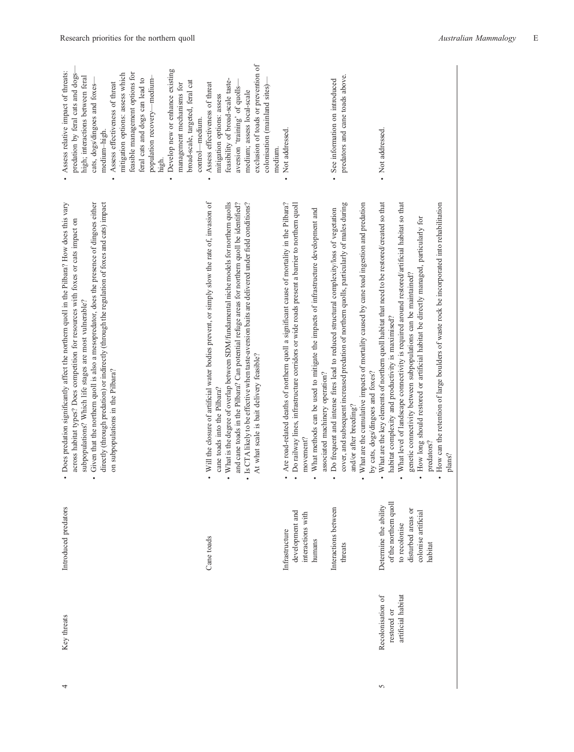| | | | | |
|---|---|---|---|---|
| 4 | Key threats | Introduced predators | • Does predation significantly affect the northern quoll in the Pilbara? How does this vary across habitat types? Does competition for resources with foxes or cats impact on subpopulations? Which life stages are most vulnerable?<br>• Given that the northern quoll is also a mesopredator, does the presence of dingoes either directly (through predation) or indirectly (through the regulation of foxes and cats) impact on subpopulations in the Pilbara? | • Assess relative impact of threats: predation by feral cats and dogs—high; interactions between feral cats, dogs/dingoes and foxes—medium–high.<br>• Assess effectiveness of threat mitigation options: assess which feasible management options for feral cats and dogs can lead to population recovery—medium–high.<br>• Develop new or enhance existing management mechanisms for broad-scale, targeted, feral cat control—medium. |
| | | Cane toads | • Will the closure of artificial water bodies prevent, or simply slow the rate of, invasion of cane toads into the Pilbara?<br>• What is the degree of overlap between SDM/fundamental niche models for northern quolls and cane toads in the Pilbara? Can potential refuge areas for northern quoll be identified?<br>• Is CTA likely to be effective when taste-aversion baits are delivered under field conditions? At what scale is bait delivery feasible? | • Assess effectiveness of threat mitigation options: assess feasibility of broad-scale taste-aversion 'training' of quolls—medium; assess local-scale exclusion of toads or prevention of colonisation (mainland sites)—medium. |
| | | Infrastructure development and interactions with humans | • Are road-related deaths of northern quoll a significant cause of mortality in the Pilbara?<br>• Do railway lines, infrastructure corridors or wide roads present a barrier to northern quoll movement?<br>• What methods can be used to mitigate the impacts of infrastructure development and associated machinery operation? | • Not addressed. |
| | | Interactions between threats | • Do frequent and intense fires lead to reduced structural complexity/loss of vegetation cover, and subsequent increased predation of northern quolls, particularly of males during and/or after breeding?<br>• What are the cumulative impacts of mortality caused by cane toad ingestion and predation by cats, dogs/dingoes and foxes? | • See information on introduced predators and cane toads above. |
| 5 | Recolonisation of restored or artificial habitat | Determine the ability of the northern quoll to recolonise disturbed areas or colonise artificial habitat | • What are the key elements of northern quoll habitat that need to be restored/created so that habitat complexity and productivity is maximised?<br>• What level of landscape connectivity is required around restored/artificial habitat so that genetic connectivity between subpopulations can be maintained?<br>• How long should restored or artificial habitat be directly managed, particularly for predators?<br>• How can the retention of large boulders of waste rock be incorporated into rehabilitation plans? | • Not addressed. |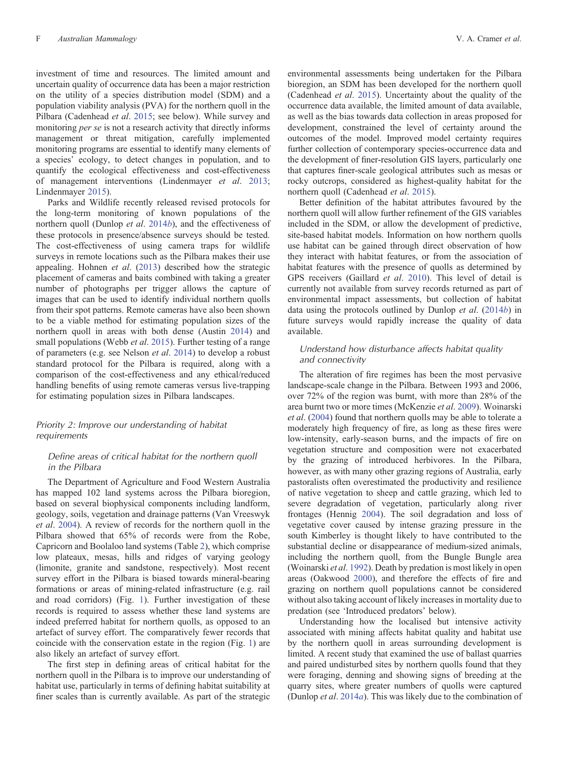investment of time and resources. The limited amount and uncertain quality of occurrence data has been a major restriction on the utility of a species distribution model (SDM) and a population viability analysis (PVA) for the northern quoll in the Pilbara (Cadenhead *et al*. 2015; see below). While survey and monitoring *per se* is not a research activity that directly informs management or threat mitigation, carefully implemented monitoring programs are essential to identify many elements of a species' ecology, to detect changes in population, and to quantify the ecological effectiveness and cost-effectiveness of management interventions (Lindenmayer *et al*. 2013; Lindenmayer 2015).

Parks and Wildlife recently released revised protocols for the long-term monitoring of known populations of the northern quoll (Dunlop *et al*. 2014*b*), and the effectiveness of these protocols in presence/absence surveys should be tested. The cost-effectiveness of using camera traps for wildlife surveys in remote locations such as the Pilbara makes their use appealing. Hohnen *et al*. (2013) described how the strategic placement of cameras and baits combined with taking a greater number of photographs per trigger allows the capture of images that can be used to identify individual northern quolls from their spot patterns. Remote cameras have also been shown to be a viable method for estimating population sizes of the northern quoll in areas with both dense (Austin 2014) and small populations (Webb *et al*. 2015). Further testing of a range of parameters (e.g. see Nelson *et al*. 2014) to develop a robust standard protocol for the Pilbara is required, along with a comparison of the cost-effectiveness and any ethical/reduced handling benefits of using remote cameras versus live-trapping for estimating population sizes in Pilbara landscapes.

### Priority 2: Improve our understanding of habitat requirements

#### Define areas of critical habitat for the northern quoll in the Pilbara

The Department of Agriculture and Food Western Australia has mapped 102 land systems across the Pilbara bioregion, based on several biophysical components including landform, geology, soils, vegetation and drainage patterns (Van Vreeswyk *et al*. 2004). A review of records for the northern quoll in the Pilbara showed that 65% of records were from the Robe, Capricorn and Boolaloo land systems (Table 2), which comprise low plateaux, mesas, hills and ridges of varying geology (limonite, granite and sandstone, respectively). Most recent survey effort in the Pilbara is biased towards mineral-bearing formations or areas of mining-related infrastructure (e.g. rail and road corridors) (Fig. 1). Further investigation of these records is required to assess whether these land systems are indeed preferred habitat for northern quolls, as opposed to an artefact of survey effort. The comparatively fewer records that coincide with the conservation estate in the region (Fig. 1) are also likely an artefact of survey effort.

The first step in defining areas of critical habitat for the northern quoll in the Pilbara is to improve our understanding of habitat use, particularly in terms of defining habitat suitability at finer scales than is currently available. As part of the strategic environmental assessments being undertaken for the Pilbara bioregion, an SDM has been developed for the northern quoll (Cadenhead *et al*. 2015). Uncertainty about the quality of the occurrence data available, the limited amount of data available, as well as the bias towards data collection in areas proposed for development, constrained the level of certainty around the outcomes of the model. Improved model certainty requires further collection of contemporary species-occurrence data and the development of finer-resolution GIS layers, particularly one that captures finer-scale geological attributes such as mesas or rocky outcrops, considered as highest-quality habitat for the northern quoll (Cadenhead *et al*. 2015).

Better definition of the habitat attributes favoured by the northern quoll will allow further refinement of the GIS variables included in the SDM, or allow the development of predictive, site-based habitat models. Information on how northern quolls use habitat can be gained through direct observation of how they interact with habitat features, or from the association of habitat features with the presence of quolls as determined by GPS receivers (Gaillard *et al*. 2010). This level of detail is currently not available from survey records returned as part of environmental impact assessments, but collection of habitat data using the protocols outlined by Dunlop *et al*. (2014*b*) in future surveys would rapidly increase the quality of data available.

#### Understand how disturbance affects habitat quality and connectivity

The alteration of fire regimes has been the most pervasive landscape-scale change in the Pilbara. Between 1993 and 2006, over 72% of the region was burnt, with more than 28% of the area burnt two or more times (McKenzie *et al*. 2009). Woinarski *et al*. (2004) found that northern quolls may be able to tolerate a moderately high frequency of fire, as long as these fires were low-intensity, early-season burns, and the impacts of fire on vegetation structure and composition were not exacerbated by the grazing of introduced herbivores. In the Pilbara, however, as with many other grazing regions of Australia, early pastoralists often overestimated the productivity and resilience of native vegetation to sheep and cattle grazing, which led to severe degradation of vegetation, particularly along river frontages (Hennig 2004). The soil degradation and loss of vegetative cover caused by intense grazing pressure in the south Kimberley is thought likely to have contributed to the substantial decline or disappearance of medium-sized animals, including the northern quoll, from the Bungle Bungle area (Woinarski *et al*. 1992). Death by predation is most likely in open areas (Oakwood 2000), and therefore the effects of fire and grazing on northern quoll populations cannot be considered without also taking account of likely increases in mortality due to predation (see 'Introduced predators' below).

Understanding how the localised but intensive activity associated with mining affects habitat quality and habitat use by the northern quoll in areas surrounding development is limited. A recent study that examined the use of ballast quarries and paired undisturbed sites by northern quolls found that they were foraging, denning and showing signs of breeding at the quarry sites, where greater numbers of quolls were captured (Dunlop *et al*. 2014*a*). This was likely due to the combination of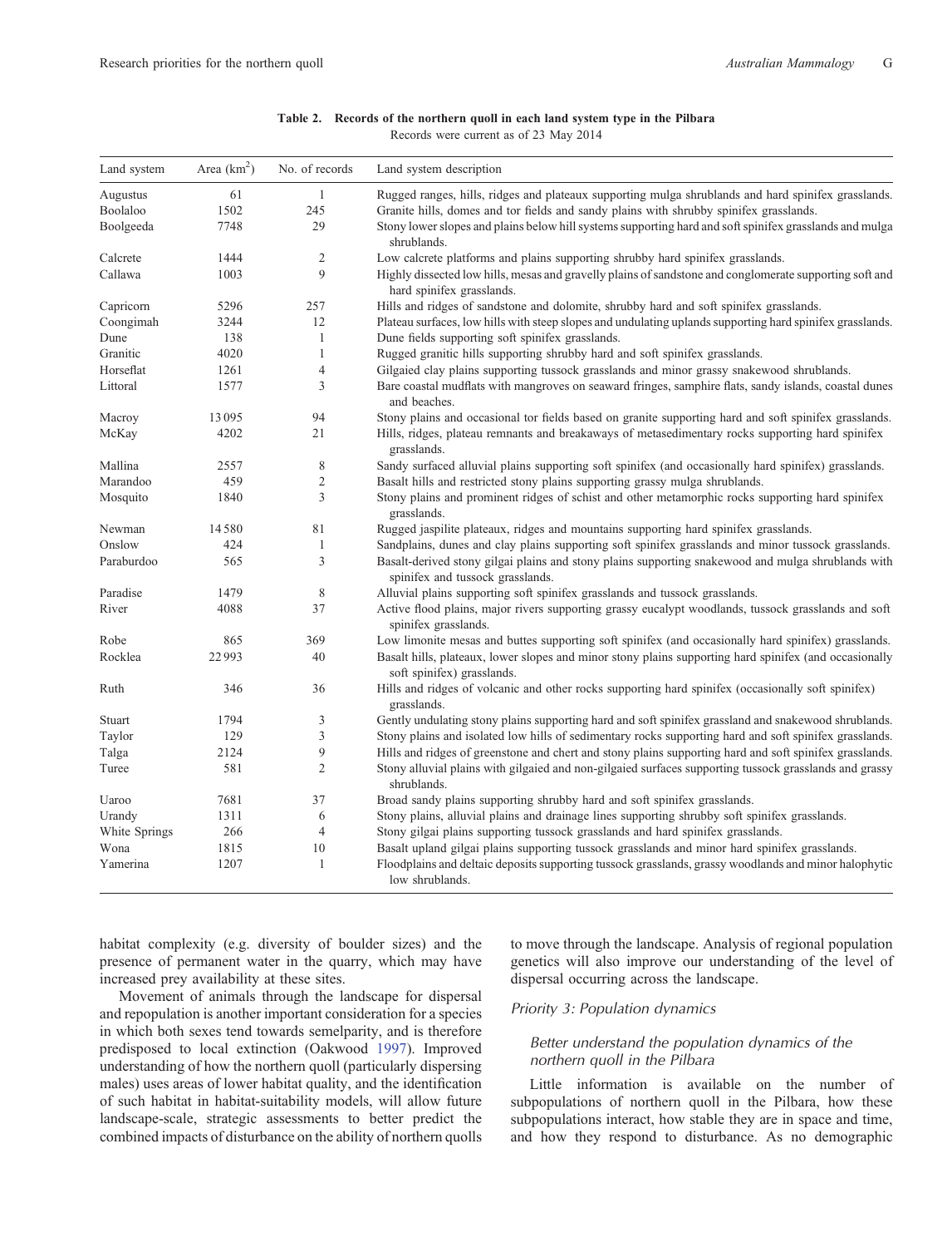**Table 2. Records of the northern quoll in each land system type in the Pilbara**

Records were current as of 23 May 2014

| Land system | Area ($km^2$) | No. of records | Land system description |
|---|---|---|---|
| Augustus | 61 | 1 | Rugged ranges, hills, ridges and plateaux supporting mulga shrublands and hard spinifex grasslands. |
| Boolaloo | 1502 | 245 | Granite hills, domes and tor fields and sandy plains with shrubby spinifex grasslands. |
| Boolgeeda | 7748 | 29 | Stony lower slopes and plains below hill systems supporting hard and soft spinifex grasslands and mulga shrublands. |
| Calcrete | 1444 | 2 | Low calcrete platforms and plains supporting shrubby hard spinifex grasslands. |
| Callawa | 1003 | 9 | Highly dissected low hills, mesas and gravelly plains of sandstone and conglomerate supporting soft and hard spinifex grasslands. |
| Capricorn | 5296 | 257 | Hills and ridges of sandstone and dolomite, shrubby hard and soft spinifex grasslands. |
| Coongimah | 3244 | 12 | Plateau surfaces, low hills with steep slopes and undulating uplands supporting hard spinifex grasslands. |
| Dune | 138 | 1 | Dune fields supporting soft spinifex grasslands. |
| Granitic | 4020 | 1 | Rugged granitic hills supporting shrubby hard and soft spinifex grasslands. |
| Horseflat | 1261 | 4 | Gilgaied clay plains supporting tussock grasslands and minor grassy snakewood shrublands. |
| Littoral | 1577 | 3 | Bare coastal mudflats with mangroves on seaward fringes, samphire flats, sandy islands, coastal dunes and beaches. |
| Macroy | 13 095 | 94 | Stony plains and occasional tor fields based on granite supporting hard and soft spinifex grasslands. |
| McKay | 4202 | 21 | Hills, ridges, plateau remnants and breakaways of metasedimentary rocks supporting hard spinifex grasslands. |
| Mallina | 2557 | 8 | Sandy surfaced alluvial plains supporting soft spinifex (and occasionally hard spinifex) grasslands. |
| Marandoo | 459 | 2 | Basalt hills and restricted stony plains supporting grassy mulga shrublands. |
| Mosquito | 1840 | 3 | Stony plains and prominent ridges of schist and other metamorphic rocks supporting hard spinifex grasslands. |
| Newman | 14 580 | 81 | Rugged jaspilite plateaux, ridges and mountains supporting hard spinifex grasslands. |
| Onslow | 424 | 1 | Sandplains, dunes and clay plains supporting soft spinifex grasslands and minor tussock grasslands. |
| Paraburdoo | 565 | 3 | Basalt-derived stony gilgai plains and stony plains supporting snakewood and mulga shrublands with spinifex and tussock grasslands. |
| Paradise | 1479 | 8 | Alluvial plains supporting soft spinifex grasslands and tussock grasslands. |
| River | 4088 | 37 | Active flood plains, major rivers supporting grassy eucalypt woodlands, tussock grasslands and soft spinifex grasslands. |
| Robe | 865 | 369 | Low limonite mesas and buttes supporting soft spinifex (and occasionally hard spinifex) grasslands. |
| Rocklea | 22 993 | 40 | Basalt hills, plateaux, lower slopes and minor stony plains supporting hard spinifex (and occasionally soft spinifex) grasslands. |
| Ruth | 346 | 36 | Hills and ridges of volcanic and other rocks supporting hard spinifex (occasionally soft spinifex) grasslands. |
| Stuart | 1794 | 3 | Gently undulating stony plains supporting hard and soft spinifex grassland and snakewood shrublands. |
| Taylor | 129 | 3 | Stony plains and isolated low hills of sedimentary rocks supporting hard and soft spinifex grasslands. |
| Talga | 2124 | 9 | Hills and ridges of greenstone and chert and stony plains supporting hard and soft spinifex grasslands. |
| Turee | 581 | 2 | Stony alluvial plains with gilgaied and non-gilgaied surfaces supporting tussock grasslands and grassy shrublands. |
| Uaroo | 7681 | 37 | Broad sandy plains supporting shrubby hard and soft spinifex grasslands. |
| Urandy | 1311 | 6 | Stony plains, alluvial plains and drainage lines supporting shrubby soft spinifex grasslands. |
| White Springs | 266 | 4 | Stony gilgai plains supporting tussock grasslands and hard spinifex grasslands. |
| Wona | 1815 | 10 | Basalt upland gilgai plains supporting tussock grasslands and minor hard spinifex grasslands. |
| Yamerina | 1207 | 1 | Floodplains and deltaic deposits supporting tussock grasslands, grassy woodlands and minor halophytic low shrublands. |

habitat complexity (e.g. diversity of boulder sizes) and the presence of permanent water in the quarry, which may have increased prey availability at these sites.

Movement of animals through the landscape for dispersal and repopulation is another important consideration for a species in which both sexes tend towards semelparity, and is therefore predisposed to local extinction (Oakwood 1997). Improved understanding of how the northern quoll (particularly dispersing males) uses areas of lower habitat quality, and the identification of such habitat in habitat-suitability models, will allow future landscape-scale, strategic assessments to better predict the combined impacts of disturbance on the ability of northern quolls to move through the landscape. Analysis of regional population genetics will also improve our understanding of the level of dispersal occurring across the landscape.

### *Priority 3: Population dynamics*

#### *Better understand the population dynamics of the northern quoll in the Pilbara*

Little information is available on the number of subpopulations of northern quoll in the Pilbara, how these subpopulations interact, how stable they are in space and time, and how they respond to disturbance. As no demographic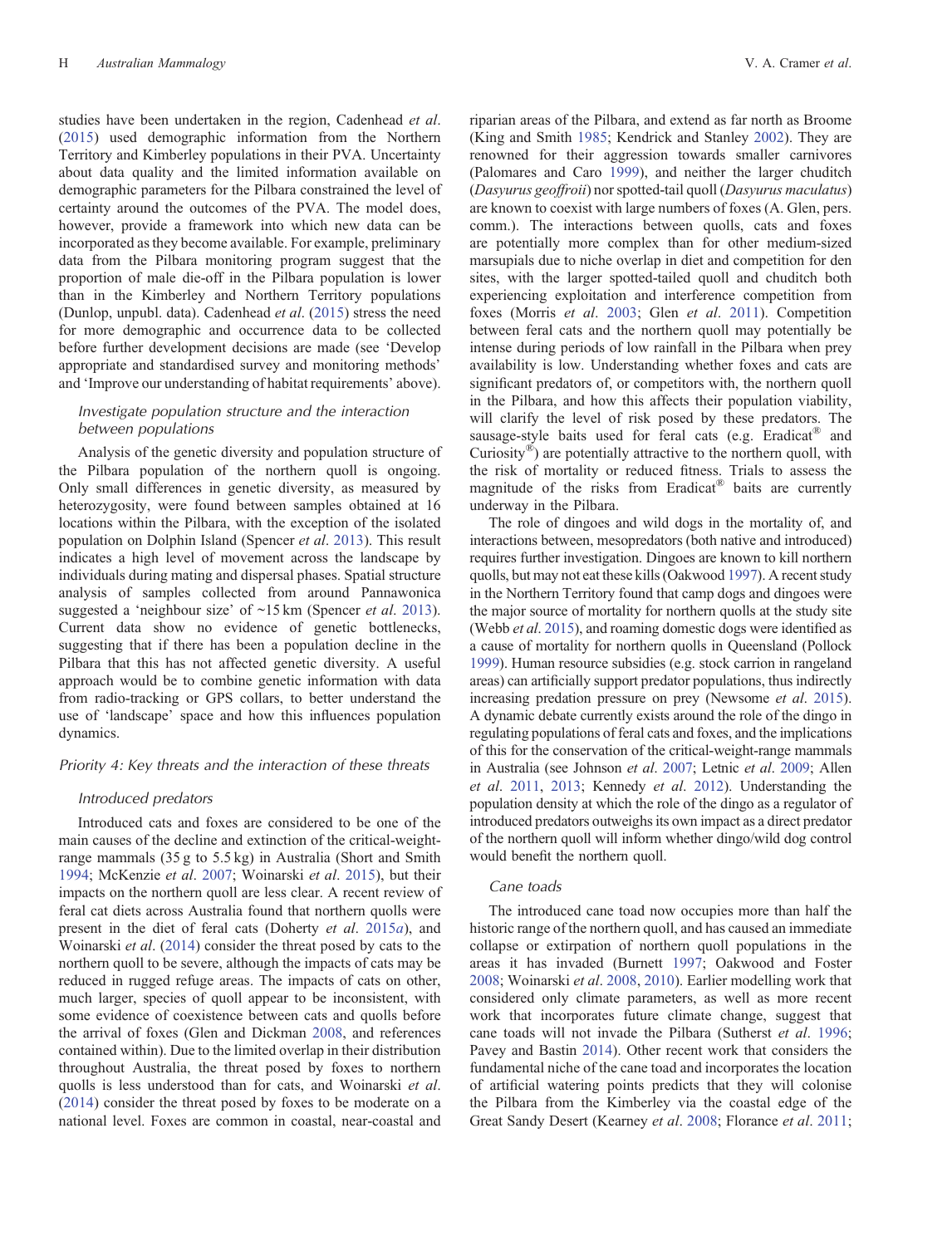studies have been undertaken in the region, Cadenhead *et al*. (2015) used demographic information from the Northern Territory and Kimberley populations in their PVA. Uncertainty about data quality and the limited information available on demographic parameters for the Pilbara constrained the level of certainty around the outcomes of the PVA. The model does, however, provide a framework into which new data can be incorporated as they become available. For example, preliminary data from the Pilbara monitoring program suggest that the proportion of male die-off in the Pilbara population is lower than in the Kimberley and Northern Territory populations (Dunlop, unpubl. data). Cadenhead *et al*. (2015) stress the need for more demographic and occurrence data to be collected before further development decisions are made (see 'Develop appropriate and standardised survey and monitoring methods' and 'Improve our understanding of habitat requirements' above).

### *Investigate population structure and the interaction between populations*

Analysis of the genetic diversity and population structure of the Pilbara population of the northern quoll is ongoing. Only small differences in genetic diversity, as measured by heterozygosity, were found between samples obtained at 16 locations within the Pilbara, with the exception of the isolated population on Dolphin Island (Spencer *et al*. 2013). This result indicates a high level of movement across the landscape by individuals during mating and dispersal phases. Spatial structure analysis of samples collected from around Pannawonica suggested a 'neighbour size' of ~15 km (Spencer *et al*. 2013). Current data show no evidence of genetic bottlenecks, suggesting that if there has been a population decline in the Pilbara that this has not affected genetic diversity. A useful approach would be to combine genetic information with data from radio-tracking or GPS collars, to better understand the use of 'landscape' space and how this influences population dynamics.

## *Priority 4: Key threats and the interaction of these threats*

### *Introduced predators*

Introduced cats and foxes are considered to be one of the main causes of the decline and extinction of the critical-weight-range mammals (35 g to 5.5 kg) in Australia (Short and Smith 1994; McKenzie *et al*. 2007; Woinarski *et al*. 2015), but their impacts on the northern quoll are less clear. A recent review of feral cat diets across Australia found that northern quolls were present in the diet of feral cats (Doherty *et al*. 2015*a*), and Woinarski *et al*. (2014) consider the threat posed by cats to the northern quoll to be severe, although the impacts of cats may be reduced in rugged refuge areas. The impacts of cats on other, much larger, species of quoll appear to be inconsistent, with some evidence of coexistence between cats and quolls before the arrival of foxes (Glen and Dickman 2008, and references contained within). Due to the limited overlap in their distribution throughout Australia, the threat posed by foxes to northern quolls is less understood than for cats, and Woinarski *et al*. (2014) consider the threat posed by foxes to be moderate on a national level. Foxes are common in coastal, near-coastal and riparian areas of the Pilbara, and extend as far north as Broome (King and Smith 1985; Kendrick and Stanley 2002). They are renowned for their aggression towards smaller carnivores (Palomares and Caro 1999), and neither the larger chuditch (*Dasyurus geoffroii*) nor spotted-tail quoll (*Dasyurus maculatus*) are known to coexist with large numbers of foxes (A. Glen, pers. comm.). The interactions between quolls, cats and foxes are potentially more complex than for other medium-sized marsupials due to niche overlap in diet and competition for den sites, with the larger spotted-tailed quoll and chuditch both experiencing exploitation and interference competition from foxes (Morris *et al*. 2003; Glen *et al*. 2011). Competition between feral cats and the northern quoll may potentially be intense during periods of low rainfall in the Pilbara when prey availability is low. Understanding whether foxes and cats are significant predators of, or competitors with, the northern quoll in the Pilbara, and how this affects their population viability, will clarify the level of risk posed by these predators. The sausage-style baits used for feral cats (e.g. Eradicat® and Curiosity®) are potentially attractive to the northern quoll, with the risk of mortality or reduced fitness. Trials to assess the magnitude of the risks from Eradicat® baits are currently underway in the Pilbara.

The role of dingoes and wild dogs in the mortality of, and interactions between, mesopredators (both native and introduced) requires further investigation. Dingoes are known to kill northern quolls, but may not eat these kills (Oakwood 1997). A recent study in the Northern Territory found that camp dogs and dingoes were the major source of mortality for northern quolls at the study site (Webb *et al*. 2015), and roaming domestic dogs were identified as a cause of mortality for northern quolls in Queensland (Pollock 1999). Human resource subsidies (e.g. stock carrion in rangeland areas) can artificially support predator populations, thus indirectly increasing predation pressure on prey (Newsome *et al*. 2015). A dynamic debate currently exists around the role of the dingo in regulating populations of feral cats and foxes, and the implications of this for the conservation of the critical-weight-range mammals in Australia (see Johnson *et al*. 2007; Letnic *et al*. 2009; Allen *et al*. 2011, 2013; Kennedy *et al*. 2012). Understanding the population density at which the role of the dingo as a regulator of introduced predators outweighs its own impact as a direct predator of the northern quoll will inform whether dingo/wild dog control would benefit the northern quoll.

### *Cane toads*

The introduced cane toad now occupies more than half the historic range of the northern quoll, and has caused an immediate collapse or extirpation of northern quoll populations in the areas it has invaded (Burnett 1997; Oakwood and Foster 2008; Woinarski *et al*. 2008, 2010). Earlier modelling work that considered only climate parameters, as well as more recent work that incorporates future climate change, suggest that cane toads will not invade the Pilbara (Sutherst *et al*. 1996; Pavey and Bastin 2014). Other recent work that considers the fundamental niche of the cane toad and incorporates the location of artificial watering points predicts that they will colonise the Pilbara from the Kimberley via the coastal edge of the Great Sandy Desert (Kearney *et al*. 2008; Florance *et al*. 2011;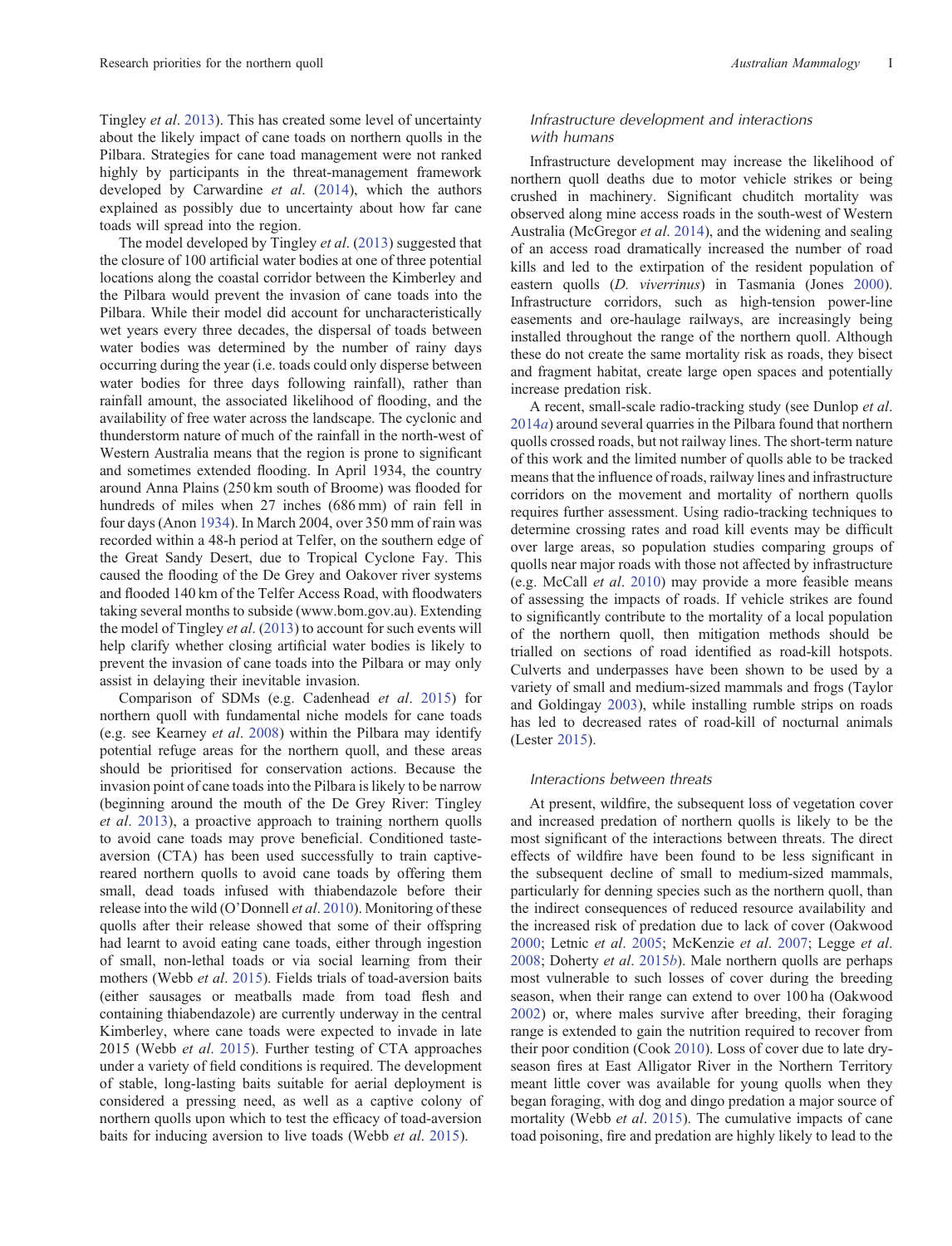Tingley *et al*. 2013). This has created some level of uncertainty about the likely impact of cane toads on northern quolls in the Pilbara. Strategies for cane toad management were not ranked highly by participants in the threat-management framework developed by Carwardine *et al*. (2014), which the authors explained as possibly due to uncertainty about how far cane toads will spread into the region.

The model developed by Tingley *et al*. (2013) suggested that the closure of 100 artificial water bodies at one of three potential locations along the coastal corridor between the Kimberley and the Pilbara would prevent the invasion of cane toads into the Pilbara. While their model did account for uncharacteristically wet years every three decades, the dispersal of toads between water bodies was determined by the number of rainy days occurring during the year (i.e. toads could only disperse between water bodies for three days following rainfall), rather than rainfall amount, the associated likelihood of flooding, and the availability of free water across the landscape. The cyclonic and thunderstorm nature of much of the rainfall in the north-west of Western Australia means that the region is prone to significant and sometimes extended flooding. In April 1934, the country around Anna Plains (250 km south of Broome) was flooded for hundreds of miles when 27 inches (686 mm) of rain fell in four days (Anon 1934). In March 2004, over 350 mm of rain was recorded within a 48-h period at Telfer, on the southern edge of the Great Sandy Desert, due to Tropical Cyclone Fay. This caused the flooding of the De Grey and Oakover river systems and flooded 140 km of the Telfer Access Road, with floodwaters taking several months to subside (www.bom.gov.au). Extending the model of Tingley *et al*. (2013) to account for such events will help clarify whether closing artificial water bodies is likely to prevent the invasion of cane toads into the Pilbara or may only assist in delaying their inevitable invasion.

Comparison of SDMs (e.g. Cadenhead *et al*. 2015) for northern quoll with fundamental niche models for cane toads (e.g. see Kearney *et al*. 2008) within the Pilbara may identify potential refuge areas for the northern quoll, and these areas should be prioritised for conservation actions. Because the invasion point of cane toads into the Pilbara is likely to be narrow (beginning around the mouth of the De Grey River: Tingley *et al*. 2013), a proactive approach to training northern quolls to avoid cane toads may prove beneficial. Conditioned taste-aversion (CTA) has been used successfully to train captive-reared northern quolls to avoid cane toads by offering them small, dead toads infused with thiabendazole before their release into the wild (O'Donnell *et al*. 2010). Monitoring of these quolls after their release showed that some of their offspring had learnt to avoid eating cane toads, either through ingestion of small, non-lethal toads or via social learning from their mothers (Webb *et al*. 2015). Fields trials of toad-aversion baits (either sausages or meatballs made from toad flesh and containing thiabendazole) are currently underway in the central Kimberley, where cane toads were expected to invade in late 2015 (Webb *et al*. 2015). Further testing of CTA approaches under a variety of field conditions is required. The development of stable, long-lasting baits suitable for aerial deployment is considered a pressing need, as well as a captive colony of northern quolls upon which to test the efficacy of toad-aversion baits for inducing aversion to live toads (Webb *et al*. 2015).

### *Infrastructure development and interactions with humans*

Infrastructure development may increase the likelihood of northern quoll deaths due to motor vehicle strikes or being crushed in machinery. Significant chuditch mortality was observed along mine access roads in the south-west of Western Australia (McGregor *et al*. 2014), and the widening and sealing of an access road dramatically increased the number of road kills and led to the extirpation of the resident population of eastern quolls (*D. viverrinus*) in Tasmania (Jones 2000). Infrastructure corridors, such as high-tension power-line easements and ore-haulage railways, are increasingly being installed throughout the range of the northern quoll. Although these do not create the same mortality risk as roads, they bisect and fragment habitat, create large open spaces and potentially increase predation risk.

A recent, small-scale radio-tracking study (see Dunlop *et al*. 2014*a*) around several quarries in the Pilbara found that northern quolls crossed roads, but not railway lines. The short-term nature of this work and the limited number of quolls able to be tracked means that the influence of roads, railway lines and infrastructure corridors on the movement and mortality of northern quolls requires further assessment. Using radio-tracking techniques to determine crossing rates and road kill events may be difficult over large areas, so population studies comparing groups of quolls near major roads with those not affected by infrastructure (e.g. McCall *et al*. 2010) may provide a more feasible means of assessing the impacts of roads. If vehicle strikes are found to significantly contribute to the mortality of a local population of the northern quoll, then mitigation methods should be trialled on sections of road identified as road-kill hotspots. Culverts and underpasses have been shown to be used by a variety of small and medium-sized mammals and frogs (Taylor and Goldingay 2003), while installing rumble strips on roads has led to decreased rates of road-kill of nocturnal animals (Lester 2015).

### *Interactions between threats*

At present, wildfire, the subsequent loss of vegetation cover and increased predation of northern quolls is likely to be the most significant of the interactions between threats. The direct effects of wildfire have been found to be less significant in the subsequent decline of small to medium-sized mammals, particularly for denning species such as the northern quoll, than the indirect consequences of reduced resource availability and the increased risk of predation due to lack of cover (Oakwood 2000; Letnic *et al*. 2005; McKenzie *et al*. 2007; Legge *et al*. 2008; Doherty *et al*. 2015*b*). Male northern quolls are perhaps most vulnerable to such losses of cover during the breeding season, when their range can extend to over 100 ha (Oakwood 2002) or, where males survive after breeding, their foraging range is extended to gain the nutrition required to recover from their poor condition (Cook 2010). Loss of cover due to late dry-season fires at East Alligator River in the Northern Territory meant little cover was available for young quolls when they began foraging, with dog and dingo predation a major source of mortality (Webb *et al*. 2015). The cumulative impacts of cane toad poisoning, fire and predation are highly likely to lead to the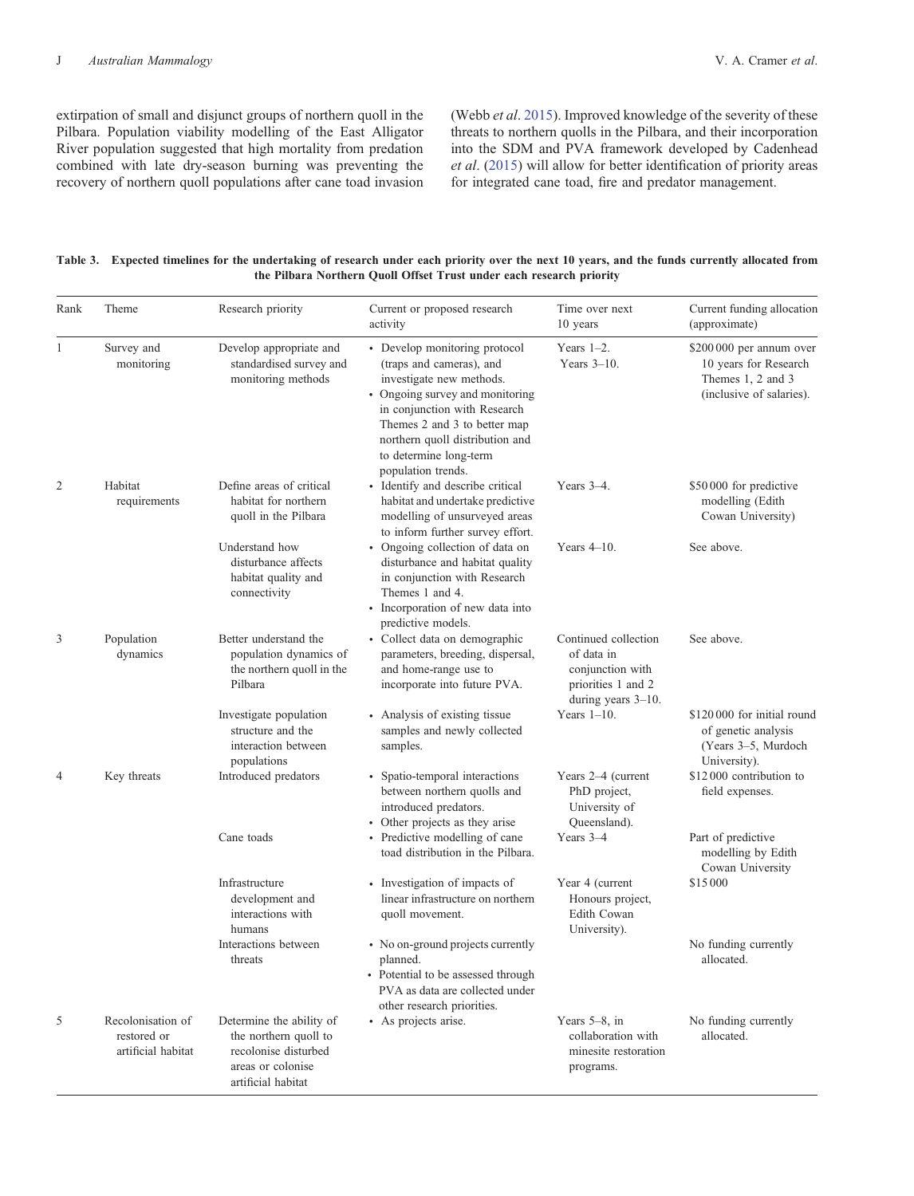extirpation of small and disjunct groups of northern quoll in the Pilbara. Population viability modelling of the East Alligator River population suggested that high mortality from predation combined with late dry-season burning was preventing the recovery of northern quoll populations after cane toad invasion (Webb *et al*. 2015). Improved knowledge of the severity of these threats to northern quolls in the Pilbara, and their incorporation into the SDM and PVA framework developed by Cadenhead *et al*. (2015) will allow for better identification of priority areas for integrated cane toad, fire and predator management.

**Table 3. Expected timelines for the undertaking of research under each priority over the next 10 years, and the funds currently allocated from the Pilbara Northern Quoll Offset Trust under each research priority**

| Rank | Theme | Research priority | Current or proposed research activity | Time over next 10 years | Current funding allocation (approximate) |
|---|---|---|---|---|---|
| 1 | Survey and monitoring | Develop appropriate and standardised survey and monitoring methods | • Develop monitoring protocol (traps and cameras), and investigate new methods. • Ongoing survey and monitoring in conjunction with Research Themes 2 and 3 to better map northern quoll distribution and to determine long-term population trends. | Years 1–2. Years 3–10. | $200 000 per annum over 10 years for Research Themes 1, 2 and 3 (inclusive of salaries). |
| 2 | Habitat requirements | Define areas of critical habitat for northern quoll in the Pilbara | • Identify and describe critical habitat and undertake predictive modelling of unsurveyed areas to inform further survey effort. | Years 3–4. | $50 000 for predictive modelling (Edith Cowan University) |
| | | Understand how disturbance affects habitat quality and connectivity | • Ongoing collection of data on disturbance and habitat quality in conjunction with Research Themes 1 and 4. • Incorporation of new data into predictive models. | Years 4–10. | See above. |
| 3 | Population dynamics | Better understand the population dynamics of the northern quoll in the Pilbara | • Collect data on demographic parameters, breeding, dispersal, and home-range use to incorporate into future PVA. | Continued collection of data in conjunction with priorities 1 and 2 during years 3–10. | See above. |
| | | Investigate population structure and the interaction between populations | • Analysis of existing tissue samples and newly collected samples. | Years 1–10. | $120 000 for initial round of genetic analysis (Years 3–5, Murdoch University). |
| 4 | Key threats | Introduced predators | • Spatio-temporal interactions between northern quolls and introduced predators. • Other projects as they arise | Years 2–4 (current PhD project, University of Queensland). | $12 000 contribution to field expenses. |
| | | Cane toads | • Predictive modelling of cane toad distribution in the Pilbara. | Years 3–4 | Part of predictive modelling by Edith Cowan University |
| | | Infrastructure development and interactions with humans | • Investigation of impacts of linear infrastructure on northern quoll movement. | Year 4 (current Honours project, Edith Cowan University). | $15 000 |
| | | Interactions between threats | • No on-ground projects currently planned. • Potential to be assessed through PVA as data are collected under other research priorities. | | No funding currently allocated. |
| 5 | Recolonisation of restored or artificial habitat | Determine the ability of the northern quoll to recolonise disturbed areas or colonise artificial habitat | • As projects arise. | Years 5–8, in collaboration with minesite restoration programs. | No funding currently allocated. |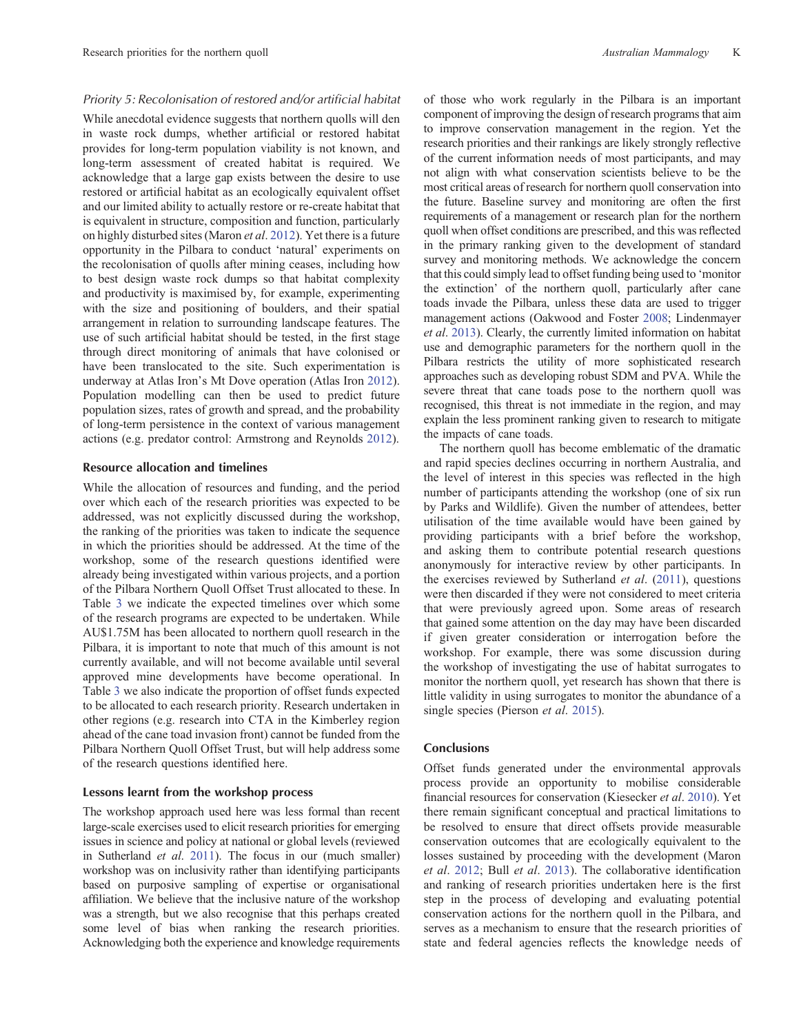### *Priority 5: Recolonisation of restored and/or artificial habitat*

While anecdotal evidence suggests that northern quolls will den in waste rock dumps, whether artificial or restored habitat provides for long-term population viability is not known, and long-term assessment of created habitat is required. We acknowledge that a large gap exists between the desire to use restored or artificial habitat as an ecologically equivalent offset and our limited ability to actually restore or re-create habitat that is equivalent in structure, composition and function, particularly on highly disturbed sites (Maron *et al*. 2012). Yet there is a future opportunity in the Pilbara to conduct 'natural' experiments on the recolonisation of quolls after mining ceases, including how to best design waste rock dumps so that habitat complexity and productivity is maximised by, for example, experimenting with the size and positioning of boulders, and their spatial arrangement in relation to surrounding landscape features. The use of such artificial habitat should be tested, in the first stage through direct monitoring of animals that have colonised or have been translocated to the site. Such experimentation is underway at Atlas Iron's Mt Dove operation (Atlas Iron 2012). Population modelling can then be used to predict future population sizes, rates of growth and spread, and the probability of long-term persistence in the context of various management actions (e.g. predator control: Armstrong and Reynolds 2012).

## Resource allocation and timelines

While the allocation of resources and funding, and the period over which each of the research priorities was expected to be addressed, was not explicitly discussed during the workshop, the ranking of the priorities was taken to indicate the sequence in which the priorities should be addressed. At the time of the workshop, some of the research questions identified were already being investigated within various projects, and a portion of the Pilbara Northern Quoll Offset Trust allocated to these. In Table 3 we indicate the expected timelines over which some of the research programs are expected to be undertaken. While AU$1.75M has been allocated to northern quoll research in the Pilbara, it is important to note that much of this amount is not currently available, and will not become available until several approved mine developments have become operational. In Table 3 we also indicate the proportion of offset funds expected to be allocated to each research priority. Research undertaken in other regions (e.g. research into CTA in the Kimberley region ahead of the cane toad invasion front) cannot be funded from the Pilbara Northern Quoll Offset Trust, but will help address some of the research questions identified here.

## Lessons learnt from the workshop process

The workshop approach used here was less formal than recent large-scale exercises used to elicit research priorities for emerging issues in science and policy at national or global levels (reviewed in Sutherland *et al*. 2011). The focus in our (much smaller) workshop was on inclusivity rather than identifying participants based on purposive sampling of expertise or organisational affiliation. We believe that the inclusive nature of the workshop was a strength, but we also recognise that this perhaps created some level of bias when ranking the research priorities. Acknowledging both the experience and knowledge requirements of those who work regularly in the Pilbara is an important component of improving the design of research programs that aim to improve conservation management in the region. Yet the research priorities and their rankings are likely strongly reflective of the current information needs of most participants, and may not align with what conservation scientists believe to be the most critical areas of research for northern quoll conservation into the future. Baseline survey and monitoring are often the first requirements of a management or research plan for the northern quoll when offset conditions are prescribed, and this was reflected in the primary ranking given to the development of standard survey and monitoring methods. We acknowledge the concern that this could simply lead to offset funding being used to 'monitor the extinction' of the northern quoll, particularly after cane toads invade the Pilbara, unless these data are used to trigger management actions (Oakwood and Foster 2008; Lindenmayer *et al*. 2013). Clearly, the currently limited information on habitat use and demographic parameters for the northern quoll in the Pilbara restricts the utility of more sophisticated research approaches such as developing robust SDM and PVA. While the severe threat that cane toads pose to the northern quoll was recognised, this threat is not immediate in the region, and may explain the less prominent ranking given to research to mitigate the impacts of cane toads.

The northern quoll has become emblematic of the dramatic and rapid species declines occurring in northern Australia, and the level of interest in this species was reflected in the high number of participants attending the workshop (one of six run by Parks and Wildlife). Given the number of attendees, better utilisation of the time available would have been gained by providing participants with a brief before the workshop, and asking them to contribute potential research questions anonymously for interactive review by other participants. In the exercises reviewed by Sutherland *et al*. (2011), questions were then discarded if they were not considered to meet criteria that were previously agreed upon. Some areas of research that gained some attention on the day may have been discarded if given greater consideration or interrogation before the workshop. For example, there was some discussion during the workshop of investigating the use of habitat surrogates to monitor the northern quoll, yet research has shown that there is little validity in using surrogates to monitor the abundance of a single species (Pierson *et al*. 2015).

## Conclusions

Offset funds generated under the environmental approvals process provide an opportunity to mobilise considerable financial resources for conservation (Kiesecker *et al*. 2010). Yet there remain significant conceptual and practical limitations to be resolved to ensure that direct offsets provide measurable conservation outcomes that are ecologically equivalent to the losses sustained by proceeding with the development (Maron *et al*. 2012; Bull *et al*. 2013). The collaborative identification and ranking of research priorities undertaken here is the first step in the process of developing and evaluating potential conservation actions for the northern quoll in the Pilbara, and serves as a mechanism to ensure that the research priorities of state and federal agencies reflects the knowledge needs of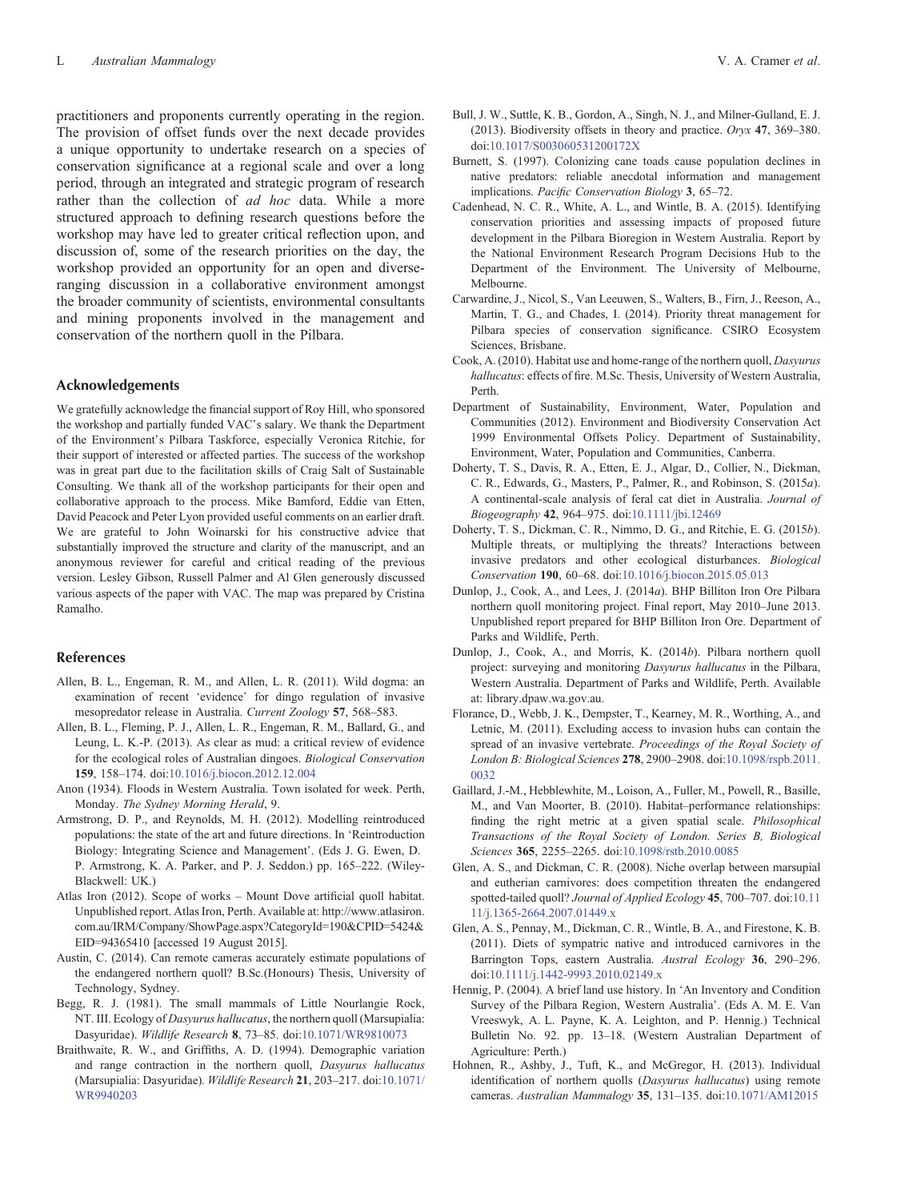practitioners and proponents currently operating in the region. The provision of offset funds over the next decade provides a unique opportunity to undertake research on a species of conservation significance at a regional scale and over a long period, through an integrated and strategic program of research rather than the collection of *ad hoc* data. While a more structured approach to defining research questions before the workshop may have led to greater critical reflection upon, and discussion of, some of the research priorities on the day, the workshop provided an opportunity for an open and diverse-ranging discussion in a collaborative environment amongst the broader community of scientists, environmental consultants and mining proponents involved in the management and conservation of the northern quoll in the Pilbara.

## Acknowledgements

We gratefully acknowledge the financial support of Roy Hill, who sponsored the workshop and partially funded VAC's salary. We thank the Department of the Environment's Pilbara Taskforce, especially Veronica Ritchie, for their support of interested or affected parties. The success of the workshop was in great part due to the facilitation skills of Craig Salt of Sustainable Consulting. We thank all of the workshop participants for their open and collaborative approach to the process. Mike Bamford, Eddie van Etten, David Peacock and Peter Lyon provided useful comments on an earlier draft. We are grateful to John Woinarski for his constructive advice that substantially improved the structure and clarity of the manuscript, and an anonymous reviewer for careful and critical reading of the previous version. Lesley Gibson, Russell Palmer and Al Glen generously discussed various aspects of the paper with VAC. The map was prepared by Cristina Ramalho.

## References

Allen, B. L., Engeman, R. M., and Allen, L. R. (2011). Wild dogma: an examination of recent 'evidence' for dingo regulation of invasive mesopredator release in Australia. *Current Zoology* **57**, 568–583.

Allen, B. L., Fleming, P. J., Allen, L. R., Engeman, R. M., Ballard, G., and Leung, L. K.-P. (2013). As clear as mud: a critical review of evidence for the ecological roles of Australian dingoes. *Biological Conservation* **159**, 158–174. doi:10.1016/j.biocon.2012.12.004

Anon (1934). Floods in Western Australia. Town isolated for week. Perth, Monday. *The Sydney Morning Herald*, 9.

Armstrong, D. P., and Reynolds, M. H. (2012). Modelling reintroduced populations: the state of the art and future directions. In 'Reintroduction Biology: Integrating Science and Management'. (Eds J. G. Ewen, D. P. Armstrong, K. A. Parker, and P. J. Seddon.) pp. 165–222. (Wiley-Blackwell: UK.)

Atlas Iron (2012). Scope of works – Mount Dove artificial quoll habitat. Unpublished report. Atlas Iron, Perth. Available at: http://www.atlasiron.com.au/IRM/Company/ShowPage.aspx?CategoryId=190&CPID=5424&EID=94365410 [accessed 19 August 2015].

Austin, C. (2014). Can remote cameras accurately estimate populations of the endangered northern quoll? B.Sc.(Honours) Thesis, University of Technology, Sydney.

Begg, R. J. (1981). The small mammals of Little Nourlangie Rock, NT. III. Ecology of *Dasyurus hallucatus*, the northern quoll (Marsupialia: Dasyuridae). *Wildlife Research* **8**, 73–85. doi:10.1071/WR9810073

Braithwaite, R. W., and Griffiths, A. D. (1994). Demographic variation and range contraction in the northern quoll, *Dasyurus hallucatus* (Marsupialia: Dasyuridae). *Wildlife Research* **21**, 203–217. doi:10.1071/WR9940203

Bull, J. W., Suttle, K. B., Gordon, A., Singh, N. J., and Milner-Gulland, E. J. (2013). Biodiversity offsets in theory and practice. *Oryx* **47**, 369–380. doi:10.1017/S003060531200172X

Burnett, S. (1997). Colonizing cane toads cause population declines in native predators: reliable anecdotal information and management implications. *Pacific Conservation Biology* **3**, 65–72.

Cadenhead, N. C. R., White, A. L., and Wintle, B. A. (2015). Identifying conservation priorities and assessing impacts of proposed future development in the Pilbara Bioregion in Western Australia. Report by the National Environment Research Program Decisions Hub to the Department of the Environment. The University of Melbourne, Melbourne.

Carwardine, J., Nicol, S., Van Leeuwen, S., Walters, B., Firn, J., Reeson, A., Martin, T. G., and Chades, I. (2014). Priority threat management for Pilbara species of conservation significance. CSIRO Ecosystem Sciences, Brisbane.

Cook, A. (2010). Habitat use and home-range of the northern quoll, *Dasyurus hallucatus*: effects of fire. M.Sc. Thesis, University of Western Australia, Perth.

Department of Sustainability, Environment, Water, Population and Communities (2012). Environment and Biodiversity Conservation Act 1999 Environmental Offsets Policy. Department of Sustainability, Environment, Water, Population and Communities, Canberra.

Doherty, T. S., Davis, R. A., Etten, E. J., Algar, D., Collier, N., Dickman, C. R., Edwards, G., Masters, P., Palmer, R., and Robinson, S. (2015*a*). A continental-scale analysis of feral cat diet in Australia. *Journal of Biogeography* **42**, 964–975. doi:10.1111/jbi.12469

Doherty, T. S., Dickman, C. R., Nimmo, D. G., and Ritchie, E. G. (2015*b*). Multiple threats, or multiplying the threats? Interactions between invasive predators and other ecological disturbances. *Biological Conservation* **190**, 60–68. doi:10.1016/j.biocon.2015.05.013

Dunlop, J., Cook, A., and Lees, J. (2014*a*). BHP Billiton Iron Ore Pilbara northern quoll monitoring project. Final report, May 2010–June 2013. Unpublished report prepared for BHP Billiton Iron Ore. Department of Parks and Wildlife, Perth.

Dunlop, J., Cook, A., and Morris, K. (2014*b*). Pilbara northern quoll project: surveying and monitoring *Dasyurus hallucatus* in the Pilbara, Western Australia. Department of Parks and Wildlife, Perth. Available at: library.dpaw.wa.gov.au.

Florance, D., Webb, J. K., Dempster, T., Kearney, M. R., Worthing, A., and Letnic, M. (2011). Excluding access to invasion hubs can contain the spread of an invasive vertebrate. *Proceedings of the Royal Society of London B: Biological Sciences* **278**, 2900–2908. doi:10.1098/rspb.2011.0032

Gaillard, J.-M., Hebblewhite, M., Loison, A., Fuller, M., Powell, R., Basille, M., and Van Moorter, B. (2010). Habitat–performance relationships: finding the right metric at a given spatial scale. *Philosophical Transactions of the Royal Society of London. Series B, Biological Sciences* **365**, 2255–2265. doi:10.1098/rstb.2010.0085

Glen, A. S., and Dickman, C. R. (2008). Niche overlap between marsupial and eutherian carnivores: does competition threaten the endangered spotted-tailed quoll? *Journal of Applied Ecology* **45**, 700–707. doi:10.1111/j.1365-2664.2007.01449.x

Glen, A. S., Pennay, M., Dickman, C. R., Wintle, B. A., and Firestone, K. B. (2011). Diets of sympatric native and introduced carnivores in the Barrington Tops, eastern Australia. *Austral Ecology* **36**, 290–296. doi:10.1111/j.1442-9993.2010.02149.x

Hennig, P. (2004). A brief land use history. In 'An Inventory and Condition Survey of the Pilbara Region, Western Australia'. (Eds A. M. E. Van Vreeswyk, A. L. Payne, K. A. Leighton, and P. Hennig.) Technical Bulletin No. 92. pp. 13–18. (Western Australian Department of Agriculture: Perth.)

Hohnen, R., Ashby, J., Tuft, K., and McGregor, H. (2013). Individual identification of northern quolls (*Dasyurus hallucatus*) using remote cameras. *Australian Mammalogy* **35**, 131–135. doi:10.1071/AM12015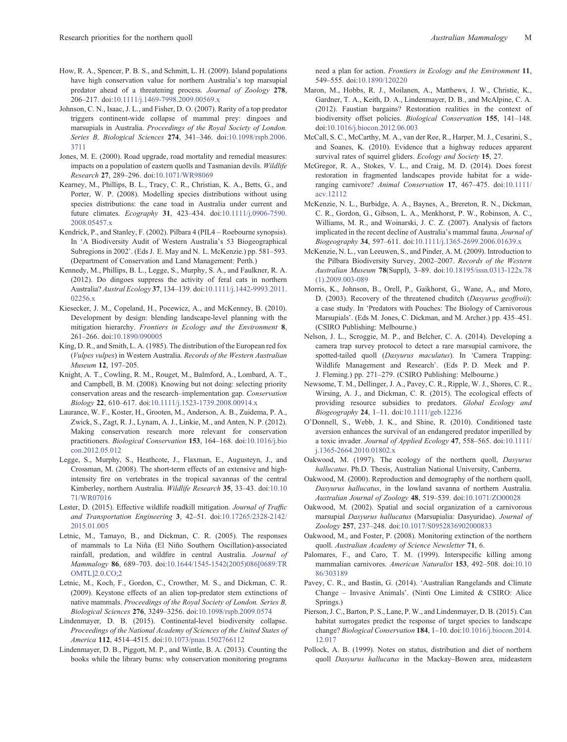How, R. A., Spencer, P. B. S., and Schmitt, L. H. (2009). Island populations have high conservation value for northern Australia's top marsupial predator ahead of a threatening process. *Journal of Zoology* **278**, 206–217. doi:10.1111/j.1469-7998.2009.00569.x

Johnson, C. N., Isaac, J. L., and Fisher, D. O. (2007). Rarity of a top predator triggers continent-wide collapse of mammal prey: dingoes and marsupials in Australia. *Proceedings of the Royal Society of London. Series B, Biological Sciences* **274**, 341–346. doi:10.1098/rspb.2006.3711

Jones, M. E. (2000). Road upgrade, road mortality and remedial measures: impacts on a population of eastern quolls and Tasmanian devils. *Wildlife Research* **27**, 289–296. doi:10.1071/WR98069

Kearney, M., Phillips, B. L., Tracy, C. R., Christian, K. A., Betts, G., and Porter, W. P. (2008). Modelling species distributions without using species distributions: the cane toad in Australia under current and future climates. *Ecography* **31**, 423–434. doi:10.1111/j.0906-7590.2008.05457.x

Kendrick, P., and Stanley, F. (2002). Pilbara 4 (PIL4 – Roebourne synopsis). In 'A Biodiversity Audit of Western Australia's 53 Biogeographical Subregions in 2002'. (Eds J. E. May and N. L. McKenzie.) pp. 581–593. (Department of Conservation and Land Management: Perth.)

Kennedy, M., Phillips, B. L., Legge, S., Murphy, S. A., and Faulkner, R. A. (2012). Do dingoes suppress the activity of feral cats in northern Australia? *Austral Ecology* **37**, 134–139. doi:10.1111/j.1442-9993.2011.02256.x

Kiesecker, J. M., Copeland, H., Pocewicz, A., and McKenney, B. (2010). Development by design: blending landscape-level planning with the mitigation hierarchy. *Frontiers in Ecology and the Environment* **8**, 261–266. doi:10.1890/090005

King, D. R., and Smith, L. A. (1985). The distribution of the European red fox (*Vulpes vulpes*) in Western Australia. *Records of the Western Australian Museum* **12**, 197–205.

Knight, A. T., Cowling, R. M., Rouget, M., Balmford, A., Lombard, A. T., and Campbell, B. M. (2008). Knowing but not doing: selecting priority conservation areas and the research–implementation gap. *Conservation Biology* **22**, 610–617. doi:10.1111/j.1523-1739.2008.00914.x

Laurance, W. F., Koster, H., Grooten, M., Anderson, A. B., Zuidema, P. A., Zwick, S., Zagt, R. J., Lynam, A. J., Linkie, M., and Anten, N. P. (2012). Making conservation research more relevant for conservation practitioners. *Biological Conservation* **153**, 164–168. doi:10.1016/j.biocon.2012.05.012

Legge, S., Murphy, S., Heathcote, J., Flaxman, E., Augusteyn, J., and Crossman, M. (2008). The short-term effects of an extensive and high-intensity fire on vertebrates in the tropical savannas of the central Kimberley, northern Australia. *Wildlife Research* **35**, 33–43. doi:10.1071/WR07016

Lester, D. (2015). Effective wildlife roadkill mitigation. *Journal of Traffic and Transportation Engineering* **3**, 42–51. doi:10.17265/2328-2142/2015.01.005

Letnic, M., Tamayo, B., and Dickman, C. R. (2005). The responses of mammals to La Niña (El Niño Southern Oscillation)-associated rainfall, predation, and wildfire in central Australia. *Journal of Mammalogy* **86**, 689–703. doi:10.1644/1545-1542(2005)086[0689:TROMTL]2.0.CO;2

Letnic, M., Koch, F., Gordon, C., Crowther, M. S., and Dickman, C. R. (2009). Keystone effects of an alien top-predator stem extinctions of native mammals. *Proceedings of the Royal Society of London. Series B, Biological Sciences* **276**, 3249–3256. doi:10.1098/rspb.2009.0574

Lindenmayer, D. B. (2015). Continental-level biodiversity collapse. *Proceedings of the National Academy of Sciences of the United States of America* **112**, 4514–4515. doi:10.1073/pnas.1502766112

Lindenmayer, D. B., Piggott, M. P., and Wintle, B. A. (2013). Counting the books while the library burns: why conservation monitoring programs need a plan for action. *Frontiers in Ecology and the Environment* **11**, 549–555. doi:10.1890/120220

Maron, M., Hobbs, R. J., Moilanen, A., Matthews, J. W., Christie, K., Gardner, T. A., Keith, D. A., Lindenmayer, D. B., and McAlpine, C. A. (2012). Faustian bargains? Restoration realities in the context of biodiversity offset policies. *Biological Conservation* **155**, 141–148. doi:10.1016/j.biocon.2012.06.003

McCall, S. C., McCarthy, M. A., van der Ree, R., Harper, M. J., Cesarini, S., and Soanes, K. (2010). Evidence that a highway reduces apparent survival rates of squirrel gliders. *Ecology and Society* **15**, 27.

McGregor, R. A., Stokes, V. L., and Craig, M. D. (2014). Does forest restoration in fragmented landscapes provide habitat for a wide-ranging carnivore? *Animal Conservation* **17**, 467–475. doi:10.1111/acv.12112

McKenzie, N. L., Burbidge, A. A., Baynes, A., Brereton, R. N., Dickman, C. R., Gordon, G., Gibson, L. A., Menkhorst, P. W., Robinson, A. C., Williams, M. R., and Woinarski, J. C. Z. (2007). Analysis of factors implicated in the recent decline of Australia's mammal fauna. *Journal of Biogeography* **34**, 597–611. doi:10.1111/j.1365-2699.2006.01639.x

McKenzie, N. L., van Leeuwen, S., and Pinder, A. M. (2009). Introduction to the Pilbara Biodiversity Survey, 2002–2007. *Records of the Western Australian Museum* **78**(Suppl), 3–89. doi:10.18195/issn.0313-122x.78(1).2009.003-089

Morris, K., Johnson, B., Orell, P., Gaikhorst, G., Wane, A., and Moro, D. (2003). Recovery of the threatened chuditch (*Dasyurus geoffroii*): a case study. In 'Predators with Pouches: The Biology of Carnivorous Marsupials'. (Eds M. Jones, C. Dickman, and M. Archer.) pp. 435–451. (CSIRO Publishing: Melbourne.)

Nelson, J. L., Scroggie, M. P., and Belcher, C. A. (2014). Developing a camera trap survey protocol to detect a rare marsupial carnivore, the spotted-tailed quoll (*Dasyurus maculatus*). In 'Camera Trapping: Wildlife Management and Research'. (Eds P. D. Meek and P. J. Fleming.) pp. 271–279. (CSIRO Publishing: Melbourne.)

Newsome, T. M., Dellinger, J. A., Pavey, C. R., Ripple, W. J., Shores, C. R., Wirsing, A. J., and Dickman, C. R. (2015). The ecological effects of providing resource subsidies to predators. *Global Ecology and Biogeography* **24**, 1–11. doi:10.1111/geb.12236

O'Donnell, S., Webb, J. K., and Shine, R. (2010). Conditioned taste aversion enhances the survival of an endangered predator imperilled by a toxic invader. *Journal of Applied Ecology* **47**, 558–565. doi:10.1111/j.1365-2664.2010.01802.x

Oakwood, M. (1997). The ecology of the northern quoll, *Dasyurus hallucatus*. Ph.D. Thesis, Australian National University, Canberra.

Oakwood, M. (2000). Reproduction and demography of the northern quoll, *Dasyurus hallucatus*, in the lowland savanna of northern Australia. *Australian Journal of Zoology* **48**, 519–539. doi:10.1071/ZO00028

Oakwood, M. (2002). Spatial and social organization of a carnivorous marsupial *Dasyurus hallucatus* (Marsupialia: Dasyuridae). *Journal of Zoology* **257**, 237–248. doi:10.1017/S0952836902000833

Oakwood, M., and Foster, P. (2008). Monitoring extinction of the northern quoll. *Australian Academy of Science Newsletter* **71**, 6.

Palomares, F., and Caro, T. M. (1999). Interspecific killing among mammalian carnivores. *American Naturalist* **153**, 492–508. doi:10.1086/303189

Pavey, C. R., and Bastin, G. (2014). 'Australian Rangelands and Climate Change – Invasive Animals'. (Ninti One Limited & CSIRO: Alice Springs.)

Pierson, J. C., Barton, P. S., Lane, P. W., and Lindenmayer, D. B. (2015). Can habitat surrogates predict the response of target species to landscape change? *Biological Conservation* **184**, 1–10. doi:10.1016/j.biocon.2014.12.017

Pollock, A. B. (1999). Notes on status, distribution and diet of northern quoll *Dasyurus hallucatus* in the Mackay–Bowen area, mideastern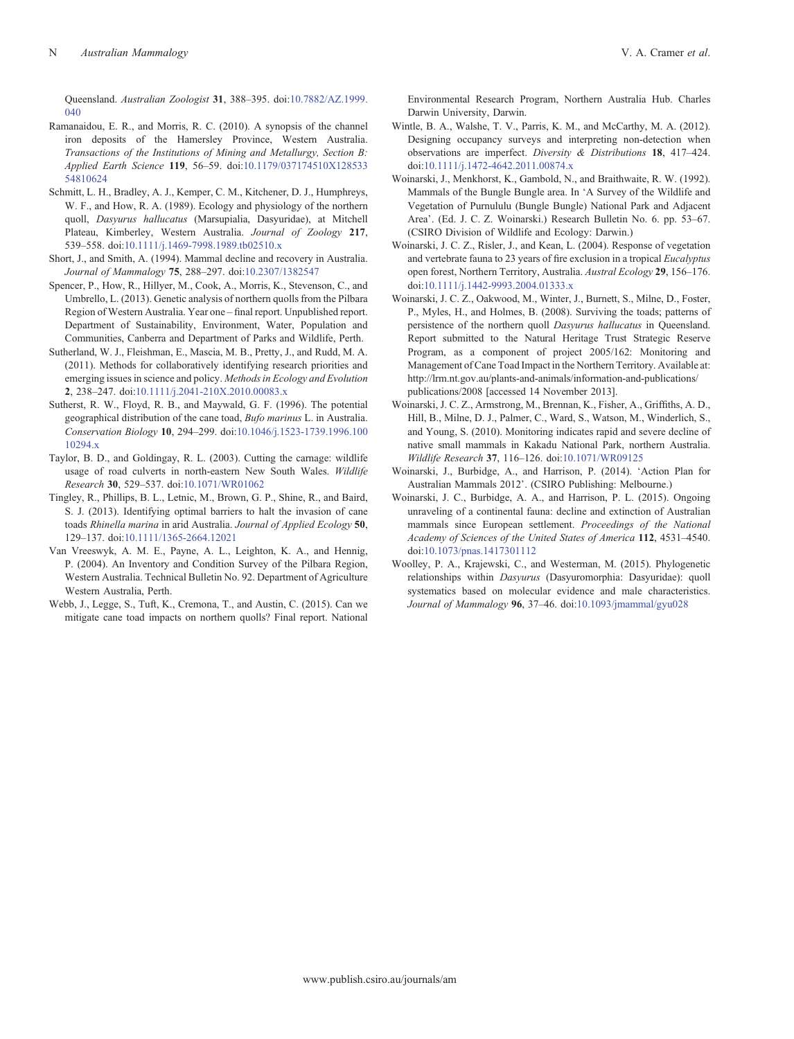Queensland. *Australian Zoologist* **31**, 388–395. doi:10.7882/AZ.1999.040

Ramanaidou, E. R., and Morris, R. C. (2010). A synopsis of the channel iron deposits of the Hamersley Province, Western Australia. *Transactions of the Institutions of Mining and Metallurgy, Section B: Applied Earth Science* **119**, 56–59. doi:10.1179/037174510X12853354810624

Schmitt, L. H., Bradley, A. J., Kemper, C. M., Kitchener, D. J., Humphreys, W. F., and How, R. A. (1989). Ecology and physiology of the northern quoll, *Dasyurus hallucatus* (Marsupialia, Dasyuridae), at Mitchell Plateau, Kimberley, Western Australia. *Journal of Zoology* **217**, 539–558. doi:10.1111/j.1469-7998.1989.tb02510.x

Short, J., and Smith, A. (1994). Mammal decline and recovery in Australia. *Journal of Mammalogy* **75**, 288–297. doi:10.2307/1382547

Spencer, P., How, R., Hillyer, M., Cook, A., Morris, K., Stevenson, C., and Umbrello, L. (2013). Genetic analysis of northern quolls from the Pilbara Region of Western Australia. Year one – final report. Unpublished report. Department of Sustainability, Environment, Water, Population and Communities, Canberra and Department of Parks and Wildlife, Perth.

Sutherland, W. J., Fleishman, E., Mascia, M. B., Pretty, J., and Rudd, M. A. (2011). Methods for collaboratively identifying research priorities and emerging issues in science and policy. *Methods in Ecology and Evolution* **2**, 238–247. doi:10.1111/j.2041-210X.2010.00083.x

Sutherst, R. W., Floyd, R. B., and Maywald, G. F. (1996). The potential geographical distribution of the cane toad, *Bufo marinus* L. in Australia. *Conservation Biology* **10**, 294–299. doi:10.1046/j.1523-1739.1996.10010294.x

Taylor, B. D., and Goldingay, R. L. (2003). Cutting the carnage: wildlife usage of road culverts in north-eastern New South Wales. *Wildlife Research* **30**, 529–537. doi:10.1071/WR01062

Tingley, R., Phillips, B. L., Letnic, M., Brown, G. P., Shine, R., and Baird, S. J. (2013). Identifying optimal barriers to halt the invasion of cane toads *Rhinella marina* in arid Australia. *Journal of Applied Ecology* **50**, 129–137. doi:10.1111/1365-2664.12021

Van Vreeswyk, A. M. E., Payne, A. L., Leighton, K. A., and Hennig, P. (2004). An Inventory and Condition Survey of the Pilbara Region, Western Australia. Technical Bulletin No. 92. Department of Agriculture Western Australia, Perth.

Webb, J., Legge, S., Tuft, K., Cremona, T., and Austin, C. (2015). Can we mitigate cane toad impacts on northern quolls? Final report. National Environmental Research Program, Northern Australia Hub. Charles Darwin University, Darwin.

Wintle, B. A., Walshe, T. V., Parris, K. M., and McCarthy, M. A. (2012). Designing occupancy surveys and interpreting non-detection when observations are imperfect. *Diversity & Distributions* **18**, 417–424. doi:10.1111/j.1472-4642.2011.00874.x

Woinarski, J., Menkhorst, K., Gambold, N., and Braithwaite, R. W. (1992). Mammals of the Bungle Bungle area. In 'A Survey of the Wildlife and Vegetation of Purnululu (Bungle Bungle) National Park and Adjacent Area'. (Ed. J. C. Z. Woinarski.) Research Bulletin No. 6. pp. 53–67. (CSIRO Division of Wildlife and Ecology: Darwin.)

Woinarski, J. C. Z., Risler, J., and Kean, L. (2004). Response of vegetation and vertebrate fauna to 23 years of fire exclusion in a tropical *Eucalyptus* open forest, Northern Territory, Australia. *Austral Ecology* **29**, 156–176. doi:10.1111/j.1442-9993.2004.01333.x

Woinarski, J. C. Z., Oakwood, M., Winter, J., Burnett, S., Milne, D., Foster, P., Myles, H., and Holmes, B. (2008). Surviving the toads; patterns of persistence of the northern quoll *Dasyurus hallucatus* in Queensland. Report submitted to the Natural Heritage Trust Strategic Reserve Program, as a component of project 2005/162: Monitoring and Management of Cane Toad Impact in the Northern Territory. Available at: http://lrm.nt.gov.au/plants-and-animals/information-and-publications/publications/2008 [accessed 14 November 2013].

Woinarski, J. C. Z., Armstrong, M., Brennan, K., Fisher, A., Griffiths, A. D., Hill, B., Milne, D. J., Palmer, C., Ward, S., Watson, M., Winderlich, S., and Young, S. (2010). Monitoring indicates rapid and severe decline of native small mammals in Kakadu National Park, northern Australia. *Wildlife Research* **37**, 116–126. doi:10.1071/WR09125

Woinarski, J., Burbidge, A., and Harrison, P. (2014). 'Action Plan for Australian Mammals 2012'. (CSIRO Publishing: Melbourne.)

Woinarski, J. C., Burbidge, A. A., and Harrison, P. L. (2015). Ongoing unraveling of a continental fauna: decline and extinction of Australian mammals since European settlement. *Proceedings of the National Academy of Sciences of the United States of America* **112**, 4531–4540. doi:10.1073/pnas.1417301112

Woolley, P. A., Krajewski, C., and Westerman, M. (2015). Phylogenetic relationships within *Dasyurus* (Dasyuromorphia: Dasyuridae): quoll systematics based on molecular evidence and male characteristics. *Journal of Mammalogy* **96**, 37–46. doi:10.1093/jmammal/gyu028